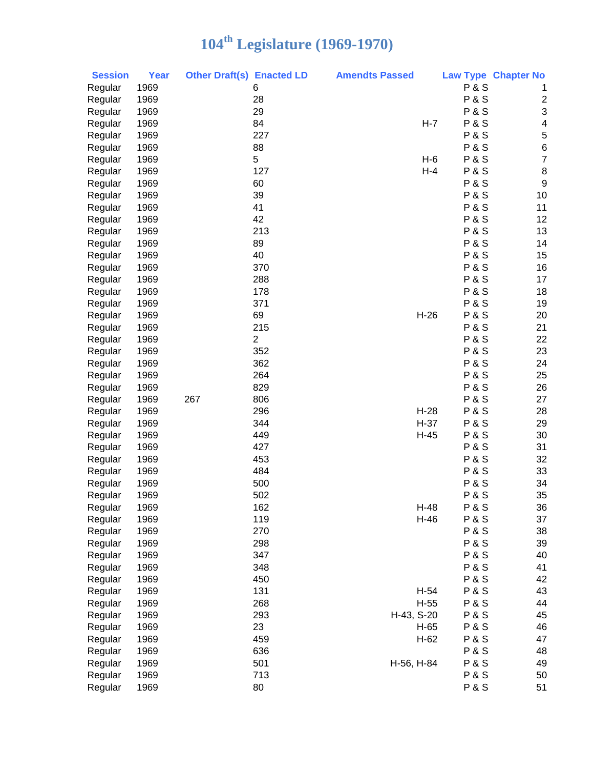# 104th Legislature (1969-1970)

| Session | Year | Other Draft(s) | Enacted LD | Amendts Passed | Law Type | Chapter No |
|---|---|---|---|---|---|---|
| Regular | 1969 | | 6 | | P & S | 1 |
| Regular | 1969 | | 28 | | P & S | 2 |
| Regular | 1969 | | 29 | | P & S | 3 |
| Regular | 1969 | | 84 | H-7 | P & S | 4 |
| Regular | 1969 | | 227 | | P & S | 5 |
| Regular | 1969 | | 88 | | P & S | 6 |
| Regular | 1969 | | 5 | H-6 | P & S | 7 |
| Regular | 1969 | | 127 | H-4 | P & S | 8 |
| Regular | 1969 | | 60 | | P & S | 9 |
| Regular | 1969 | | 39 | | P & S | 10 |
| Regular | 1969 | | 41 | | P & S | 11 |
| Regular | 1969 | | 42 | | P & S | 12 |
| Regular | 1969 | | 213 | | P & S | 13 |
| Regular | 1969 | | 89 | | P & S | 14 |
| Regular | 1969 | | 40 | | P & S | 15 |
| Regular | 1969 | | 370 | | P & S | 16 |
| Regular | 1969 | | 288 | | P & S | 17 |
| Regular | 1969 | | 178 | | P & S | 18 |
| Regular | 1969 | | 371 | | P & S | 19 |
| Regular | 1969 | | 69 | H-26 | P & S | 20 |
| Regular | 1969 | | 215 | | P & S | 21 |
| Regular | 1969 | | 2 | | P & S | 22 |
| Regular | 1969 | | 352 | | P & S | 23 |
| Regular | 1969 | | 362 | | P & S | 24 |
| Regular | 1969 | | 264 | | P & S | 25 |
| Regular | 1969 | | 829 | | P & S | 26 |
| Regular | 1969 | 267 | 806 | | P & S | 27 |
| Regular | 1969 | | 296 | H-28 | P & S | 28 |
| Regular | 1969 | | 344 | H-37 | P & S | 29 |
| Regular | 1969 | | 449 | H-45 | P & S | 30 |
| Regular | 1969 | | 427 | | P & S | 31 |
| Regular | 1969 | | 453 | | P & S | 32 |
| Regular | 1969 | | 484 | | P & S | 33 |
| Regular | 1969 | | 500 | | P & S | 34 |
| Regular | 1969 | | 502 | | P & S | 35 |
| Regular | 1969 | | 162 | H-48 | P & S | 36 |
| Regular | 1969 | | 119 | H-46 | P & S | 37 |
| Regular | 1969 | | 270 | | P & S | 38 |
| Regular | 1969 | | 298 | | P & S | 39 |
| Regular | 1969 | | 347 | | P & S | 40 |
| Regular | 1969 | | 348 | | P & S | 41 |
| Regular | 1969 | | 450 | | P & S | 42 |
| Regular | 1969 | | 131 | H-54 | P & S | 43 |
| Regular | 1969 | | 268 | H-55 | P & S | 44 |
| Regular | 1969 | | 293 | H-43, S-20 | P & S | 45 |
| Regular | 1969 | | 23 | H-65 | P & S | 46 |
| Regular | 1969 | | 459 | H-62 | P & S | 47 |
| Regular | 1969 | | 636 | | P & S | 48 |
| Regular | 1969 | | 501 | H-56, H-84 | P & S | 49 |
| Regular | 1969 | | 713 | | P & S | 50 |
| Regular | 1969 | | 80 | | P & S | 51 |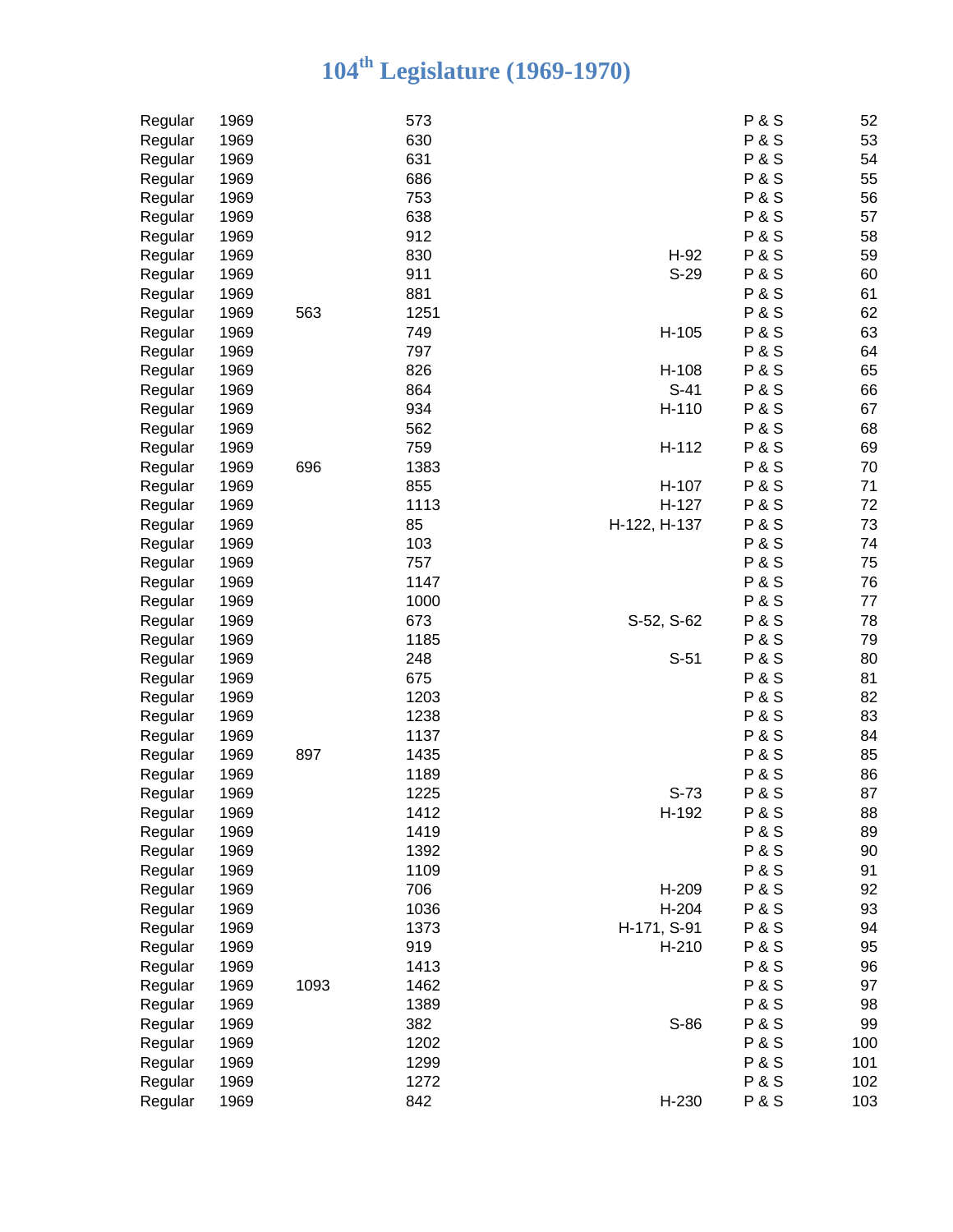# 104th Legislature (1969-1970)

| | | | | | | |
|---|---|---|---|---|---|---|
| Regular | 1969 | | 573 | | P & S | 52 |
| Regular | 1969 | | 630 | | P & S | 53 |
| Regular | 1969 | | 631 | | P & S | 54 |
| Regular | 1969 | | 686 | | P & S | 55 |
| Regular | 1969 | | 753 | | P & S | 56 |
| Regular | 1969 | | 638 | | P & S | 57 |
| Regular | 1969 | | 912 | | P & S | 58 |
| Regular | 1969 | | 830 | H-92 | P & S | 59 |
| Regular | 1969 | | 911 | S-29 | P & S | 60 |
| Regular | 1969 | | 881 | | P & S | 61 |
| Regular | 1969 | 563 | 1251 | | P & S | 62 |
| Regular | 1969 | | 749 | H-105 | P & S | 63 |
| Regular | 1969 | | 797 | | P & S | 64 |
| Regular | 1969 | | 826 | H-108 | P & S | 65 |
| Regular | 1969 | | 864 | S-41 | P & S | 66 |
| Regular | 1969 | | 934 | H-110 | P & S | 67 |
| Regular | 1969 | | 562 | | P & S | 68 |
| Regular | 1969 | | 759 | H-112 | P & S | 69 |
| Regular | 1969 | 696 | 1383 | | P & S | 70 |
| Regular | 1969 | | 855 | H-107 | P & S | 71 |
| Regular | 1969 | | 1113 | H-127 | P & S | 72 |
| Regular | 1969 | | 85 | H-122, H-137 | P & S | 73 |
| Regular | 1969 | | 103 | | P & S | 74 |
| Regular | 1969 | | 757 | | P & S | 75 |
| Regular | 1969 | | 1147 | | P & S | 76 |
| Regular | 1969 | | 1000 | | P & S | 77 |
| Regular | 1969 | | 673 | S-52, S-62 | P & S | 78 |
| Regular | 1969 | | 1185 | | P & S | 79 |
| Regular | 1969 | | 248 | S-51 | P & S | 80 |
| Regular | 1969 | | 675 | | P & S | 81 |
| Regular | 1969 | | 1203 | | P & S | 82 |
| Regular | 1969 | | 1238 | | P & S | 83 |
| Regular | 1969 | | 1137 | | P & S | 84 |
| Regular | 1969 | 897 | 1435 | | P & S | 85 |
| Regular | 1969 | | 1189 | | P & S | 86 |
| Regular | 1969 | | 1225 | S-73 | P & S | 87 |
| Regular | 1969 | | 1412 | H-192 | P & S | 88 |
| Regular | 1969 | | 1419 | | P & S | 89 |
| Regular | 1969 | | 1392 | | P & S | 90 |
| Regular | 1969 | | 1109 | | P & S | 91 |
| Regular | 1969 | | 706 | H-209 | P & S | 92 |
| Regular | 1969 | | 1036 | H-204 | P & S | 93 |
| Regular | 1969 | | 1373 | H-171, S-91 | P & S | 94 |
| Regular | 1969 | | 919 | H-210 | P & S | 95 |
| Regular | 1969 | | 1413 | | P & S | 96 |
| Regular | 1969 | 1093 | 1462 | | P & S | 97 |
| Regular | 1969 | | 1389 | | P & S | 98 |
| Regular | 1969 | | 382 | S-86 | P & S | 99 |
| Regular | 1969 | | 1202 | | P & S | 100 |
| Regular | 1969 | | 1299 | | P & S | 101 |
| Regular | 1969 | | 1272 | | P & S | 102 |
| Regular | 1969 | | 842 | H-230 | P & S | 103 |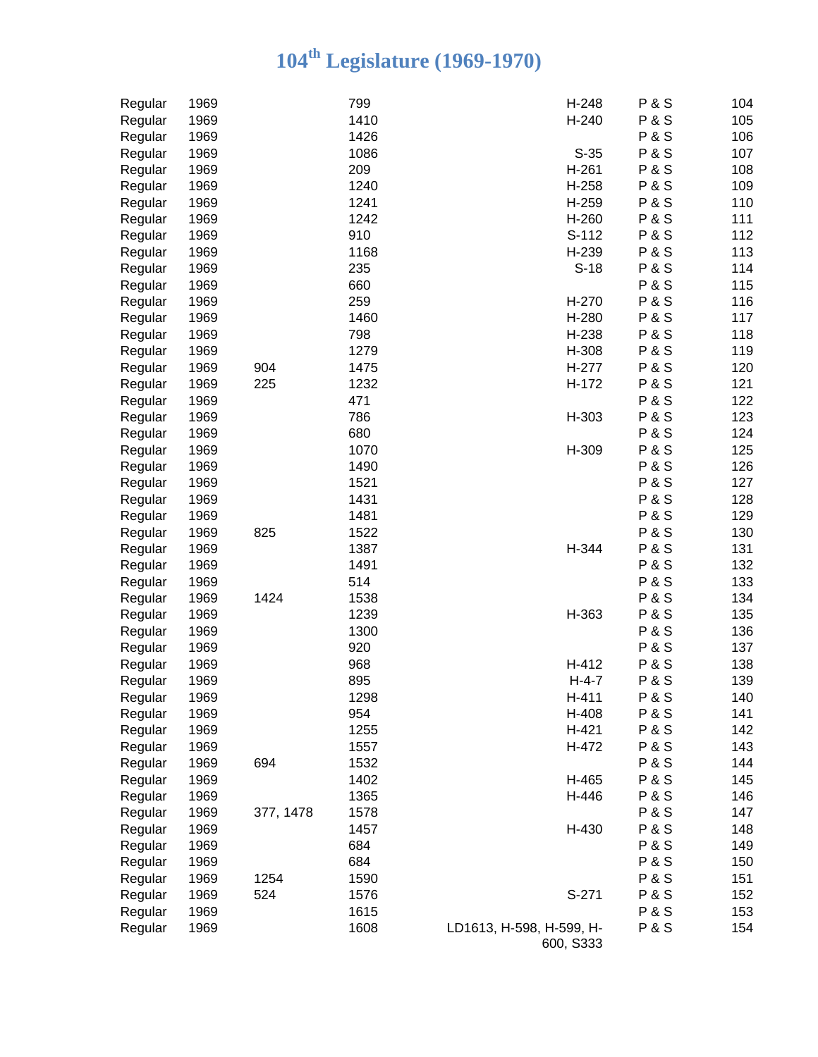# 104th Legislature (1969-1970)

| | | | | | | |
|---|---|---|---|---|---|---|
| Regular | 1969 | | 799 | H-248 | P & S | 104 |
| Regular | 1969 | | 1410 | H-240 | P & S | 105 |
| Regular | 1969 | | 1426 | | P & S | 106 |
| Regular | 1969 | | 1086 | S-35 | P & S | 107 |
| Regular | 1969 | | 209 | H-261 | P & S | 108 |
| Regular | 1969 | | 1240 | H-258 | P & S | 109 |
| Regular | 1969 | | 1241 | H-259 | P & S | 110 |
| Regular | 1969 | | 1242 | H-260 | P & S | 111 |
| Regular | 1969 | | 910 | S-112 | P & S | 112 |
| Regular | 1969 | | 1168 | H-239 | P & S | 113 |
| Regular | 1969 | | 235 | S-18 | P & S | 114 |
| Regular | 1969 | | 660 | | P & S | 115 |
| Regular | 1969 | | 259 | H-270 | P & S | 116 |
| Regular | 1969 | | 1460 | H-280 | P & S | 117 |
| Regular | 1969 | | 798 | H-238 | P & S | 118 |
| Regular | 1969 | | 1279 | H-308 | P & S | 119 |
| Regular | 1969 | 904 | 1475 | H-277 | P & S | 120 |
| Regular | 1969 | 225 | 1232 | H-172 | P & S | 121 |
| Regular | 1969 | | 471 | | P & S | 122 |
| Regular | 1969 | | 786 | H-303 | P & S | 123 |
| Regular | 1969 | | 680 | | P & S | 124 |
| Regular | 1969 | | 1070 | H-309 | P & S | 125 |
| Regular | 1969 | | 1490 | | P & S | 126 |
| Regular | 1969 | | 1521 | | P & S | 127 |
| Regular | 1969 | | 1431 | | P & S | 128 |
| Regular | 1969 | | 1481 | | P & S | 129 |
| Regular | 1969 | 825 | 1522 | | P & S | 130 |
| Regular | 1969 | | 1387 | H-344 | P & S | 131 |
| Regular | 1969 | | 1491 | | P & S | 132 |
| Regular | 1969 | | 514 | | P & S | 133 |
| Regular | 1969 | 1424 | 1538 | | P & S | 134 |
| Regular | 1969 | | 1239 | H-363 | P & S | 135 |
| Regular | 1969 | | 1300 | | P & S | 136 |
| Regular | 1969 | | 920 | | P & S | 137 |
| Regular | 1969 | | 968 | H-412 | P & S | 138 |
| Regular | 1969 | | 895 | H-4-7 | P & S | 139 |
| Regular | 1969 | | 1298 | H-411 | P & S | 140 |
| Regular | 1969 | | 954 | H-408 | P & S | 141 |
| Regular | 1969 | | 1255 | H-421 | P & S | 142 |
| Regular | 1969 | | 1557 | H-472 | P & S | 143 |
| Regular | 1969 | 694 | 1532 | | P & S | 144 |
| Regular | 1969 | | 1402 | H-465 | P & S | 145 |
| Regular | 1969 | | 1365 | H-446 | P & S | 146 |
| Regular | 1969 | 377, 1478 | 1578 | | P & S | 147 |
| Regular | 1969 | | 1457 | H-430 | P & S | 148 |
| Regular | 1969 | | 684 | | P & S | 149 |
| Regular | 1969 | | 684 | | P & S | 150 |
| Regular | 1969 | 1254 | 1590 | | P & S | 151 |
| Regular | 1969 | 524 | 1576 | S-271 | P & S | 152 |
| Regular | 1969 | | 1615 | | P & S | 153 |
| Regular | 1969 | | 1608 | LD1613, H-598, H-599, H-600, S333 | P & S | 154 |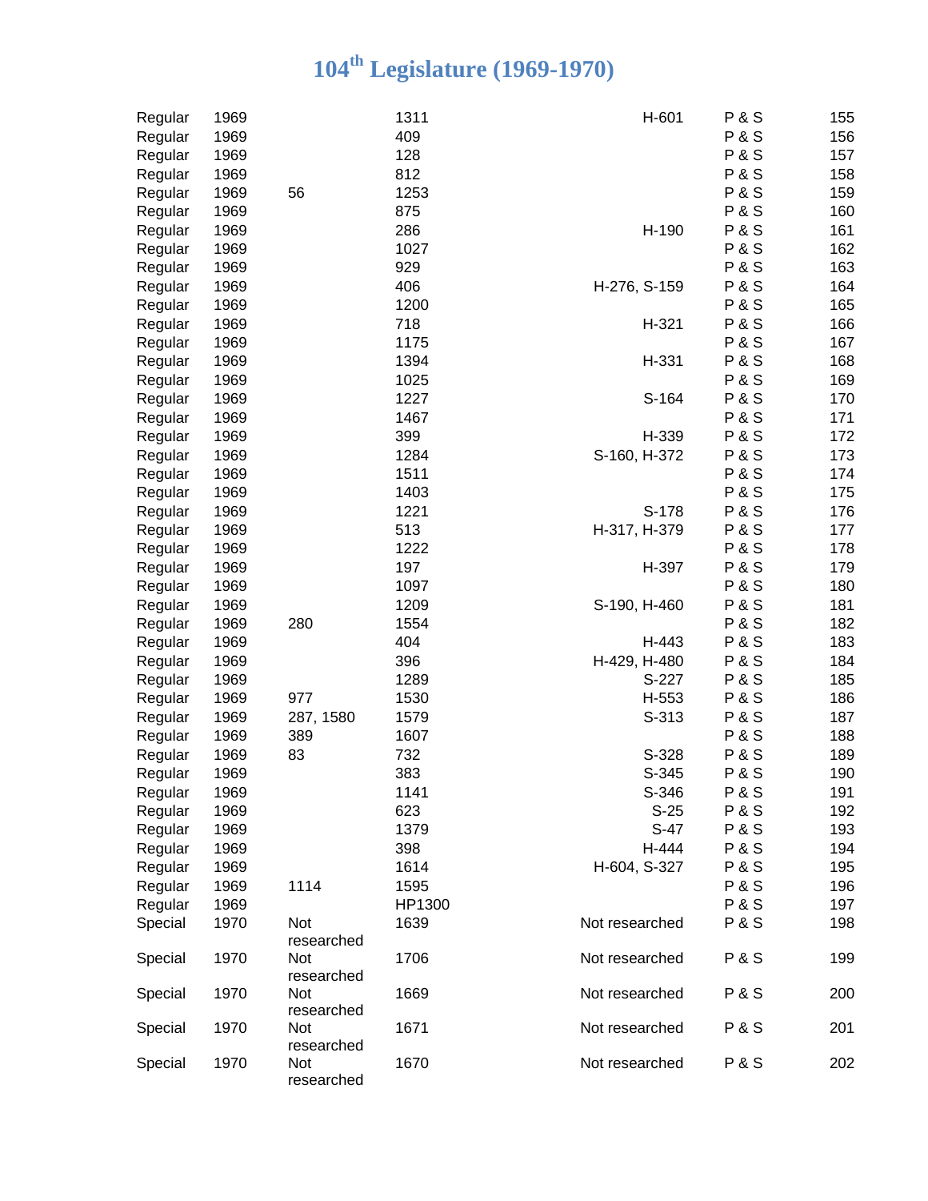# 104th Legislature (1969-1970)

| | | | | | | |
|---|---|---|---|---|---|---|
| Regular | 1969 | | 1311 | H-601 | P & S | 155 |
| Regular | 1969 | | 409 | | P & S | 156 |
| Regular | 1969 | | 128 | | P & S | 157 |
| Regular | 1969 | | 812 | | P & S | 158 |
| Regular | 1969 | 56 | 1253 | | P & S | 159 |
| Regular | 1969 | | 875 | | P & S | 160 |
| Regular | 1969 | | 286 | H-190 | P & S | 161 |
| Regular | 1969 | | 1027 | | P & S | 162 |
| Regular | 1969 | | 929 | | P & S | 163 |
| Regular | 1969 | | 406 | H-276, S-159 | P & S | 164 |
| Regular | 1969 | | 1200 | | P & S | 165 |
| Regular | 1969 | | 718 | H-321 | P & S | 166 |
| Regular | 1969 | | 1175 | | P & S | 167 |
| Regular | 1969 | | 1394 | H-331 | P & S | 168 |
| Regular | 1969 | | 1025 | | P & S | 169 |
| Regular | 1969 | | 1227 | S-164 | P & S | 170 |
| Regular | 1969 | | 1467 | | P & S | 171 |
| Regular | 1969 | | 399 | H-339 | P & S | 172 |
| Regular | 1969 | | 1284 | S-160, H-372 | P & S | 173 |
| Regular | 1969 | | 1511 | | P & S | 174 |
| Regular | 1969 | | 1403 | | P & S | 175 |
| Regular | 1969 | | 1221 | S-178 | P & S | 176 |
| Regular | 1969 | | 513 | H-317, H-379 | P & S | 177 |
| Regular | 1969 | | 1222 | | P & S | 178 |
| Regular | 1969 | | 197 | H-397 | P & S | 179 |
| Regular | 1969 | | 1097 | | P & S | 180 |
| Regular | 1969 | | 1209 | S-190, H-460 | P & S | 181 |
| Regular | 1969 | 280 | 1554 | | P & S | 182 |
| Regular | 1969 | | 404 | H-443 | P & S | 183 |
| Regular | 1969 | | 396 | H-429, H-480 | P & S | 184 |
| Regular | 1969 | | 1289 | S-227 | P & S | 185 |
| Regular | 1969 | 977 | 1530 | H-553 | P & S | 186 |
| Regular | 1969 | 287, 1580 | 1579 | S-313 | P & S | 187 |
| Regular | 1969 | 389 | 1607 | | P & S | 188 |
| Regular | 1969 | 83 | 732 | S-328 | P & S | 189 |
| Regular | 1969 | | 383 | S-345 | P & S | 190 |
| Regular | 1969 | | 1141 | S-346 | P & S | 191 |
| Regular | 1969 | | 623 | S-25 | P & S | 192 |
| Regular | 1969 | | 1379 | S-47 | P & S | 193 |
| Regular | 1969 | | 398 | H-444 | P & S | 194 |
| Regular | 1969 | | 1614 | H-604, S-327 | P & S | 195 |
| Regular | 1969 | 1114 | 1595 | | P & S | 196 |
| Regular | 1969 | | HP1300 | | P & S | 197 |
| Special | 1970 | Not researched | 1639 | Not researched | P & S | 198 |
| Special | 1970 | Not researched | 1706 | Not researched | P & S | 199 |
| Special | 1970 | Not researched | 1669 | Not researched | P & S | 200 |
| Special | 1970 | Not researched | 1671 | Not researched | P & S | 201 |
| Special | 1970 | Not researched | 1670 | Not researched | P & S | 202 |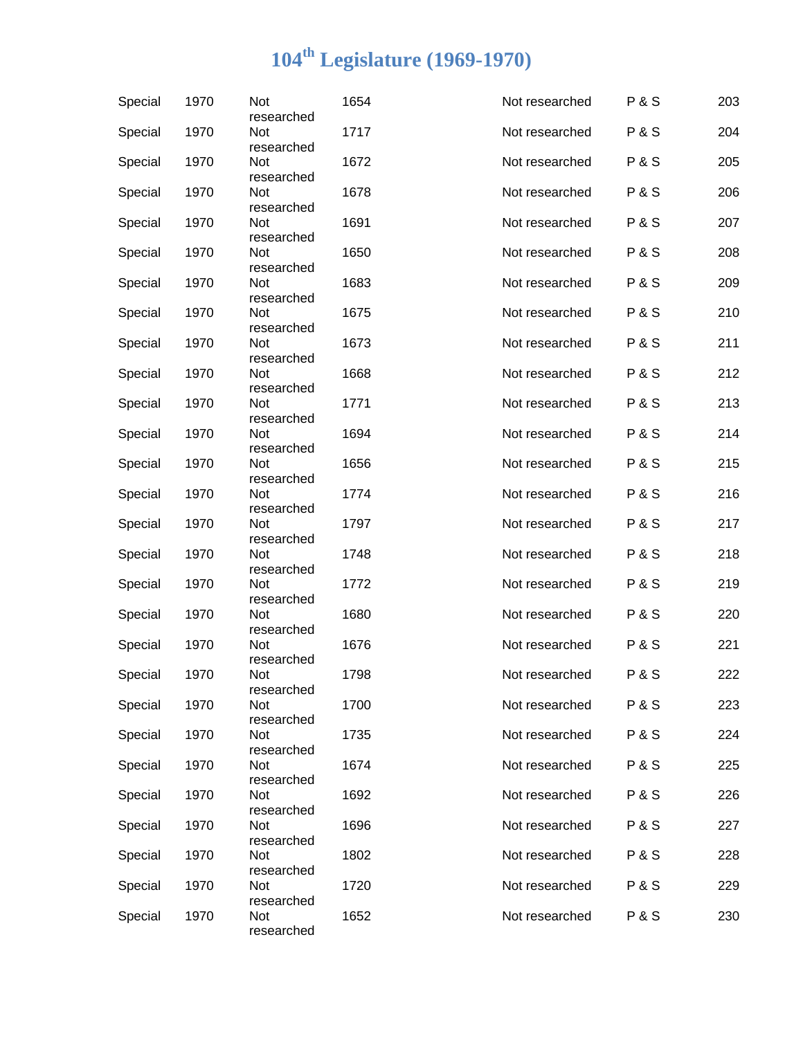# 104th Legislature (1969-1970)

| | | | | | | |
|---|---|---|---|---|---|---|
| Special | 1970 | Not researched | 1654 | Not researched | P & S | 203 |
| Special | 1970 | Not researched | 1717 | Not researched | P & S | 204 |
| Special | 1970 | Not researched | 1672 | Not researched | P & S | 205 |
| Special | 1970 | Not researched | 1678 | Not researched | P & S | 206 |
| Special | 1970 | Not researched | 1691 | Not researched | P & S | 207 |
| Special | 1970 | Not researched | 1650 | Not researched | P & S | 208 |
| Special | 1970 | Not researched | 1683 | Not researched | P & S | 209 |
| Special | 1970 | Not researched | 1675 | Not researched | P & S | 210 |
| Special | 1970 | Not researched | 1673 | Not researched | P & S | 211 |
| Special | 1970 | Not researched | 1668 | Not researched | P & S | 212 |
| Special | 1970 | Not researched | 1771 | Not researched | P & S | 213 |
| Special | 1970 | Not researched | 1694 | Not researched | P & S | 214 |
| Special | 1970 | Not researched | 1656 | Not researched | P & S | 215 |
| Special | 1970 | Not researched | 1774 | Not researched | P & S | 216 |
| Special | 1970 | Not researched | 1797 | Not researched | P & S | 217 |
| Special | 1970 | Not researched | 1748 | Not researched | P & S | 218 |
| Special | 1970 | Not researched | 1772 | Not researched | P & S | 219 |
| Special | 1970 | Not researched | 1680 | Not researched | P & S | 220 |
| Special | 1970 | Not researched | 1676 | Not researched | P & S | 221 |
| Special | 1970 | Not researched | 1798 | Not researched | P & S | 222 |
| Special | 1970 | Not researched | 1700 | Not researched | P & S | 223 |
| Special | 1970 | Not researched | 1735 | Not researched | P & S | 224 |
| Special | 1970 | Not researched | 1674 | Not researched | P & S | 225 |
| Special | 1970 | Not researched | 1692 | Not researched | P & S | 226 |
| Special | 1970 | Not researched | 1696 | Not researched | P & S | 227 |
| Special | 1970 | Not researched | 1802 | Not researched | P & S | 228 |
| Special | 1970 | Not researched | 1720 | Not researched | P & S | 229 |
| Special | 1970 | Not researched | 1652 | Not researched | P & S | 230 |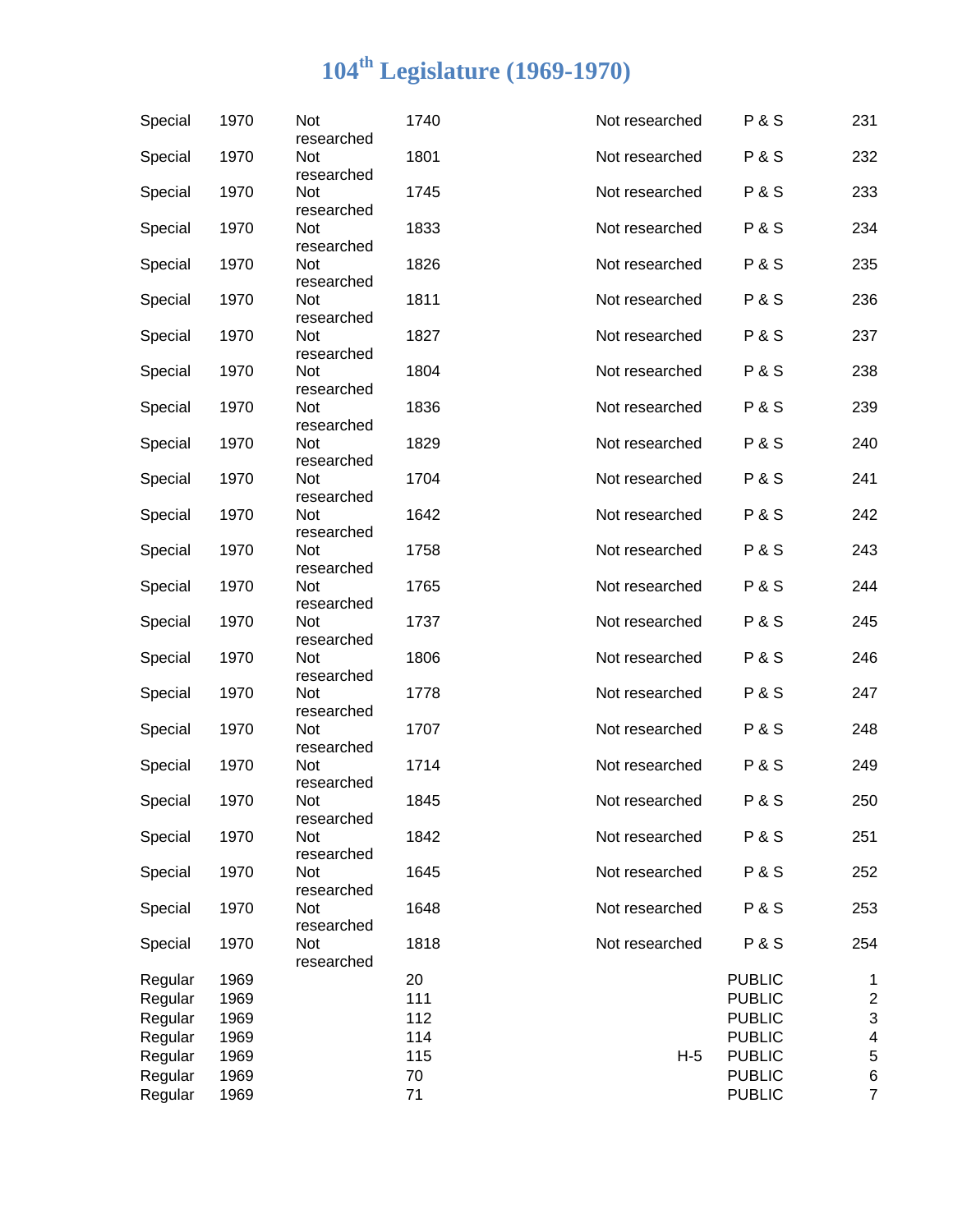# 104th Legislature (1969-1970)

| | | | | | | |
|---|---|---|---|---|---|---|
| Special | 1970 | Not researched | 1740 | Not researched | P & S | 231 |
| Special | 1970 | Not researched | 1801 | Not researched | P & S | 232 |
| Special | 1970 | Not researched | 1745 | Not researched | P & S | 233 |
| Special | 1970 | Not researched | 1833 | Not researched | P & S | 234 |
| Special | 1970 | Not researched | 1826 | Not researched | P & S | 235 |
| Special | 1970 | Not researched | 1811 | Not researched | P & S | 236 |
| Special | 1970 | Not researched | 1827 | Not researched | P & S | 237 |
| Special | 1970 | Not researched | 1804 | Not researched | P & S | 238 |
| Special | 1970 | Not researched | 1836 | Not researched | P & S | 239 |
| Special | 1970 | Not researched | 1829 | Not researched | P & S | 240 |
| Special | 1970 | Not researched | 1704 | Not researched | P & S | 241 |
| Special | 1970 | Not researched | 1642 | Not researched | P & S | 242 |
| Special | 1970 | Not researched | 1758 | Not researched | P & S | 243 |
| Special | 1970 | Not researched | 1765 | Not researched | P & S | 244 |
| Special | 1970 | Not researched | 1737 | Not researched | P & S | 245 |
| Special | 1970 | Not researched | 1806 | Not researched | P & S | 246 |
| Special | 1970 | Not researched | 1778 | Not researched | P & S | 247 |
| Special | 1970 | Not researched | 1707 | Not researched | P & S | 248 |
| Special | 1970 | Not researched | 1714 | Not researched | P & S | 249 |
| Special | 1970 | Not researched | 1845 | Not researched | P & S | 250 |
| Special | 1970 | Not researched | 1842 | Not researched | P & S | 251 |
| Special | 1970 | Not researched | 1645 | Not researched | P & S | 252 |
| Special | 1970 | Not researched | 1648 | Not researched | P & S | 253 |
| Special | 1970 | Not researched | 1818 | Not researched | P & S | 254 |
| Regular | 1969 | | 20 | | PUBLIC | 1 |
| Regular | 1969 | | 111 | | PUBLIC | 2 |
| Regular | 1969 | | 112 | | PUBLIC | 3 |
| Regular | 1969 | | 114 | | PUBLIC | 4 |
| Regular | 1969 | | 115 | H-5 | PUBLIC | 5 |
| Regular | 1969 | | 70 | | PUBLIC | 6 |
| Regular | 1969 | | 71 | | PUBLIC | 7 |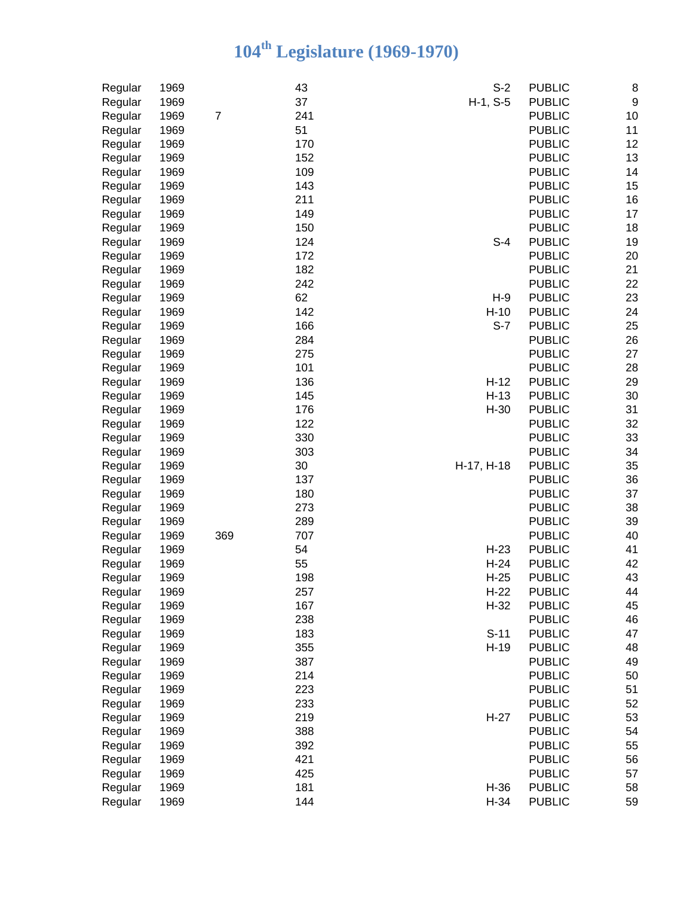# 104th Legislature (1969-1970)

| | | | | | | |
|---|---|---|---|---|---|---|
| Regular | 1969 | | 43 | S-2 | PUBLIC | 8 |
| Regular | 1969 | | 37 | H-1, S-5 | PUBLIC | 9 |
| Regular | 1969 | 7 | 241 | | PUBLIC | 10 |
| Regular | 1969 | | 51 | | PUBLIC | 11 |
| Regular | 1969 | | 170 | | PUBLIC | 12 |
| Regular | 1969 | | 152 | | PUBLIC | 13 |
| Regular | 1969 | | 109 | | PUBLIC | 14 |
| Regular | 1969 | | 143 | | PUBLIC | 15 |
| Regular | 1969 | | 211 | | PUBLIC | 16 |
| Regular | 1969 | | 149 | | PUBLIC | 17 |
| Regular | 1969 | | 150 | | PUBLIC | 18 |
| Regular | 1969 | | 124 | S-4 | PUBLIC | 19 |
| Regular | 1969 | | 172 | | PUBLIC | 20 |
| Regular | 1969 | | 182 | | PUBLIC | 21 |
| Regular | 1969 | | 242 | | PUBLIC | 22 |
| Regular | 1969 | | 62 | H-9 | PUBLIC | 23 |
| Regular | 1969 | | 142 | H-10 | PUBLIC | 24 |
| Regular | 1969 | | 166 | S-7 | PUBLIC | 25 |
| Regular | 1969 | | 284 | | PUBLIC | 26 |
| Regular | 1969 | | 275 | | PUBLIC | 27 |
| Regular | 1969 | | 101 | | PUBLIC | 28 |
| Regular | 1969 | | 136 | H-12 | PUBLIC | 29 |
| Regular | 1969 | | 145 | H-13 | PUBLIC | 30 |
| Regular | 1969 | | 176 | H-30 | PUBLIC | 31 |
| Regular | 1969 | | 122 | | PUBLIC | 32 |
| Regular | 1969 | | 330 | | PUBLIC | 33 |
| Regular | 1969 | | 303 | | PUBLIC | 34 |
| Regular | 1969 | | 30 | H-17, H-18 | PUBLIC | 35 |
| Regular | 1969 | | 137 | | PUBLIC | 36 |
| Regular | 1969 | | 180 | | PUBLIC | 37 |
| Regular | 1969 | | 273 | | PUBLIC | 38 |
| Regular | 1969 | | 289 | | PUBLIC | 39 |
| Regular | 1969 | 369 | 707 | | PUBLIC | 40 |
| Regular | 1969 | | 54 | H-23 | PUBLIC | 41 |
| Regular | 1969 | | 55 | H-24 | PUBLIC | 42 |
| Regular | 1969 | | 198 | H-25 | PUBLIC | 43 |
| Regular | 1969 | | 257 | H-22 | PUBLIC | 44 |
| Regular | 1969 | | 167 | H-32 | PUBLIC | 45 |
| Regular | 1969 | | 238 | | PUBLIC | 46 |
| Regular | 1969 | | 183 | S-11 | PUBLIC | 47 |
| Regular | 1969 | | 355 | H-19 | PUBLIC | 48 |
| Regular | 1969 | | 387 | | PUBLIC | 49 |
| Regular | 1969 | | 214 | | PUBLIC | 50 |
| Regular | 1969 | | 223 | | PUBLIC | 51 |
| Regular | 1969 | | 233 | | PUBLIC | 52 |
| Regular | 1969 | | 219 | H-27 | PUBLIC | 53 |
| Regular | 1969 | | 388 | | PUBLIC | 54 |
| Regular | 1969 | | 392 | | PUBLIC | 55 |
| Regular | 1969 | | 421 | | PUBLIC | 56 |
| Regular | 1969 | | 425 | | PUBLIC | 57 |
| Regular | 1969 | | 181 | H-36 | PUBLIC | 58 |
| Regular | 1969 | | 144 | H-34 | PUBLIC | 59 |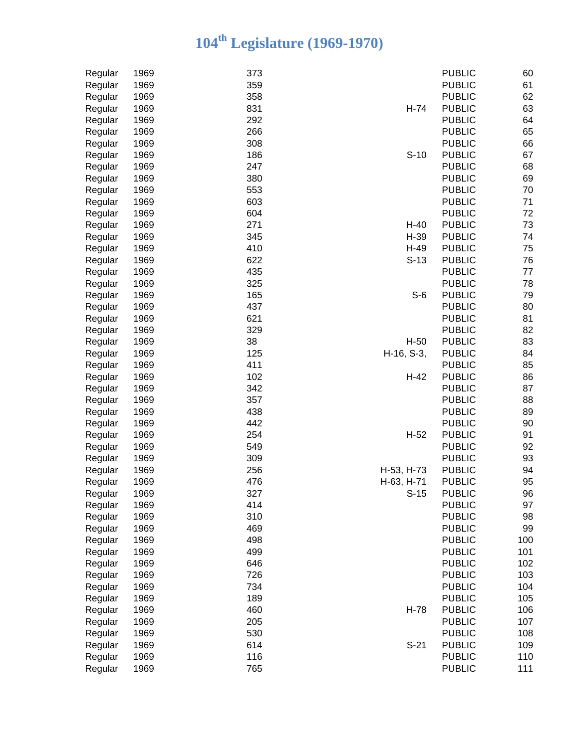# 104th Legislature (1969-1970)

| | | | | | |
|---|---|---|---|---|---|
| Regular | 1969 | 373 | | PUBLIC | 60 |
| Regular | 1969 | 359 | | PUBLIC | 61 |
| Regular | 1969 | 358 | | PUBLIC | 62 |
| Regular | 1969 | 831 | H-74 | PUBLIC | 63 |
| Regular | 1969 | 292 | | PUBLIC | 64 |
| Regular | 1969 | 266 | | PUBLIC | 65 |
| Regular | 1969 | 308 | | PUBLIC | 66 |
| Regular | 1969 | 186 | S-10 | PUBLIC | 67 |
| Regular | 1969 | 247 | | PUBLIC | 68 |
| Regular | 1969 | 380 | | PUBLIC | 69 |
| Regular | 1969 | 553 | | PUBLIC | 70 |
| Regular | 1969 | 603 | | PUBLIC | 71 |
| Regular | 1969 | 604 | | PUBLIC | 72 |
| Regular | 1969 | 271 | H-40 | PUBLIC | 73 |
| Regular | 1969 | 345 | H-39 | PUBLIC | 74 |
| Regular | 1969 | 410 | H-49 | PUBLIC | 75 |
| Regular | 1969 | 622 | S-13 | PUBLIC | 76 |
| Regular | 1969 | 435 | | PUBLIC | 77 |
| Regular | 1969 | 325 | | PUBLIC | 78 |
| Regular | 1969 | 165 | S-6 | PUBLIC | 79 |
| Regular | 1969 | 437 | | PUBLIC | 80 |
| Regular | 1969 | 621 | | PUBLIC | 81 |
| Regular | 1969 | 329 | | PUBLIC | 82 |
| Regular | 1969 | 38 | H-50 | PUBLIC | 83 |
| Regular | 1969 | 125 | H-16, S-3, | PUBLIC | 84 |
| Regular | 1969 | 411 | | PUBLIC | 85 |
| Regular | 1969 | 102 | H-42 | PUBLIC | 86 |
| Regular | 1969 | 342 | | PUBLIC | 87 |
| Regular | 1969 | 357 | | PUBLIC | 88 |
| Regular | 1969 | 438 | | PUBLIC | 89 |
| Regular | 1969 | 442 | | PUBLIC | 90 |
| Regular | 1969 | 254 | H-52 | PUBLIC | 91 |
| Regular | 1969 | 549 | | PUBLIC | 92 |
| Regular | 1969 | 309 | | PUBLIC | 93 |
| Regular | 1969 | 256 | H-53, H-73 | PUBLIC | 94 |
| Regular | 1969 | 476 | H-63, H-71 | PUBLIC | 95 |
| Regular | 1969 | 327 | S-15 | PUBLIC | 96 |
| Regular | 1969 | 414 | | PUBLIC | 97 |
| Regular | 1969 | 310 | | PUBLIC | 98 |
| Regular | 1969 | 469 | | PUBLIC | 99 |
| Regular | 1969 | 498 | | PUBLIC | 100 |
| Regular | 1969 | 499 | | PUBLIC | 101 |
| Regular | 1969 | 646 | | PUBLIC | 102 |
| Regular | 1969 | 726 | | PUBLIC | 103 |
| Regular | 1969 | 734 | | PUBLIC | 104 |
| Regular | 1969 | 189 | | PUBLIC | 105 |
| Regular | 1969 | 460 | H-78 | PUBLIC | 106 |
| Regular | 1969 | 205 | | PUBLIC | 107 |
| Regular | 1969 | 530 | | PUBLIC | 108 |
| Regular | 1969 | 614 | S-21 | PUBLIC | 109 |
| Regular | 1969 | 116 | | PUBLIC | 110 |
| Regular | 1969 | 765 | | PUBLIC | 111 |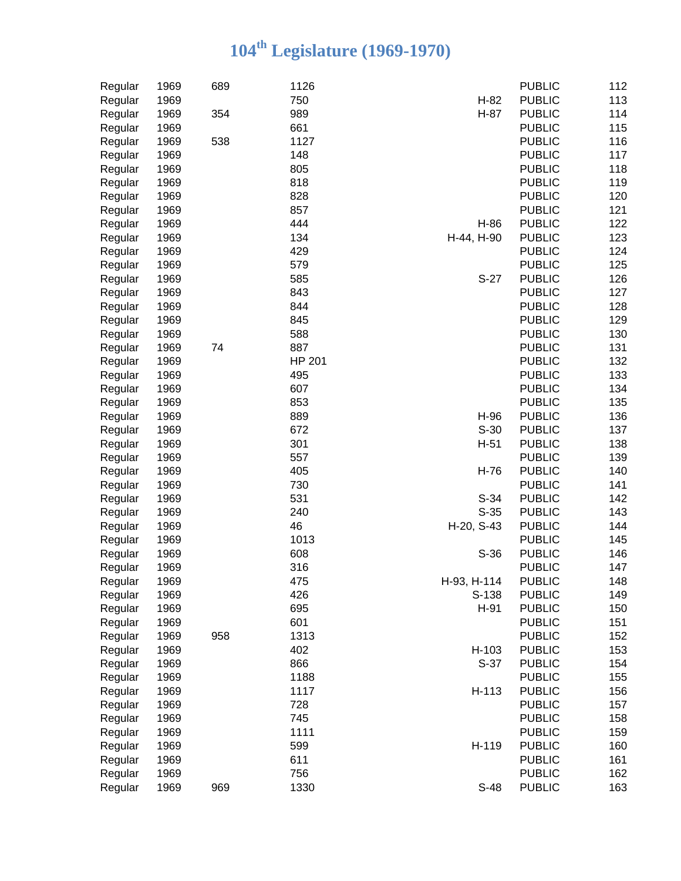# 104th Legislature (1969-1970)

| | | | | | | |
|---|---|---|---|---|---|---|
| Regular | 1969 | 689 | 1126 | | PUBLIC | 112 |
| Regular | 1969 | | 750 | H-82 | PUBLIC | 113 |
| Regular | 1969 | 354 | 989 | H-87 | PUBLIC | 114 |
| Regular | 1969 | | 661 | | PUBLIC | 115 |
| Regular | 1969 | 538 | 1127 | | PUBLIC | 116 |
| Regular | 1969 | | 148 | | PUBLIC | 117 |
| Regular | 1969 | | 805 | | PUBLIC | 118 |
| Regular | 1969 | | 818 | | PUBLIC | 119 |
| Regular | 1969 | | 828 | | PUBLIC | 120 |
| Regular | 1969 | | 857 | | PUBLIC | 121 |
| Regular | 1969 | | 444 | H-86 | PUBLIC | 122 |
| Regular | 1969 | | 134 | H-44, H-90 | PUBLIC | 123 |
| Regular | 1969 | | 429 | | PUBLIC | 124 |
| Regular | 1969 | | 579 | | PUBLIC | 125 |
| Regular | 1969 | | 585 | S-27 | PUBLIC | 126 |
| Regular | 1969 | | 843 | | PUBLIC | 127 |
| Regular | 1969 | | 844 | | PUBLIC | 128 |
| Regular | 1969 | | 845 | | PUBLIC | 129 |
| Regular | 1969 | | 588 | | PUBLIC | 130 |
| Regular | 1969 | 74 | 887 | | PUBLIC | 131 |
| Regular | 1969 | | HP 201 | | PUBLIC | 132 |
| Regular | 1969 | | 495 | | PUBLIC | 133 |
| Regular | 1969 | | 607 | | PUBLIC | 134 |
| Regular | 1969 | | 853 | | PUBLIC | 135 |
| Regular | 1969 | | 889 | H-96 | PUBLIC | 136 |
| Regular | 1969 | | 672 | S-30 | PUBLIC | 137 |
| Regular | 1969 | | 301 | H-51 | PUBLIC | 138 |
| Regular | 1969 | | 557 | | PUBLIC | 139 |
| Regular | 1969 | | 405 | H-76 | PUBLIC | 140 |
| Regular | 1969 | | 730 | | PUBLIC | 141 |
| Regular | 1969 | | 531 | S-34 | PUBLIC | 142 |
| Regular | 1969 | | 240 | S-35 | PUBLIC | 143 |
| Regular | 1969 | | 46 | H-20, S-43 | PUBLIC | 144 |
| Regular | 1969 | | 1013 | | PUBLIC | 145 |
| Regular | 1969 | | 608 | S-36 | PUBLIC | 146 |
| Regular | 1969 | | 316 | | PUBLIC | 147 |
| Regular | 1969 | | 475 | H-93, H-114 | PUBLIC | 148 |
| Regular | 1969 | | 426 | S-138 | PUBLIC | 149 |
| Regular | 1969 | | 695 | H-91 | PUBLIC | 150 |
| Regular | 1969 | | 601 | | PUBLIC | 151 |
| Regular | 1969 | 958 | 1313 | | PUBLIC | 152 |
| Regular | 1969 | | 402 | H-103 | PUBLIC | 153 |
| Regular | 1969 | | 866 | S-37 | PUBLIC | 154 |
| Regular | 1969 | | 1188 | | PUBLIC | 155 |
| Regular | 1969 | | 1117 | H-113 | PUBLIC | 156 |
| Regular | 1969 | | 728 | | PUBLIC | 157 |
| Regular | 1969 | | 745 | | PUBLIC | 158 |
| Regular | 1969 | | 1111 | | PUBLIC | 159 |
| Regular | 1969 | | 599 | H-119 | PUBLIC | 160 |
| Regular | 1969 | | 611 | | PUBLIC | 161 |
| Regular | 1969 | | 756 | | PUBLIC | 162 |
| Regular | 1969 | 969 | 1330 | S-48 | PUBLIC | 163 |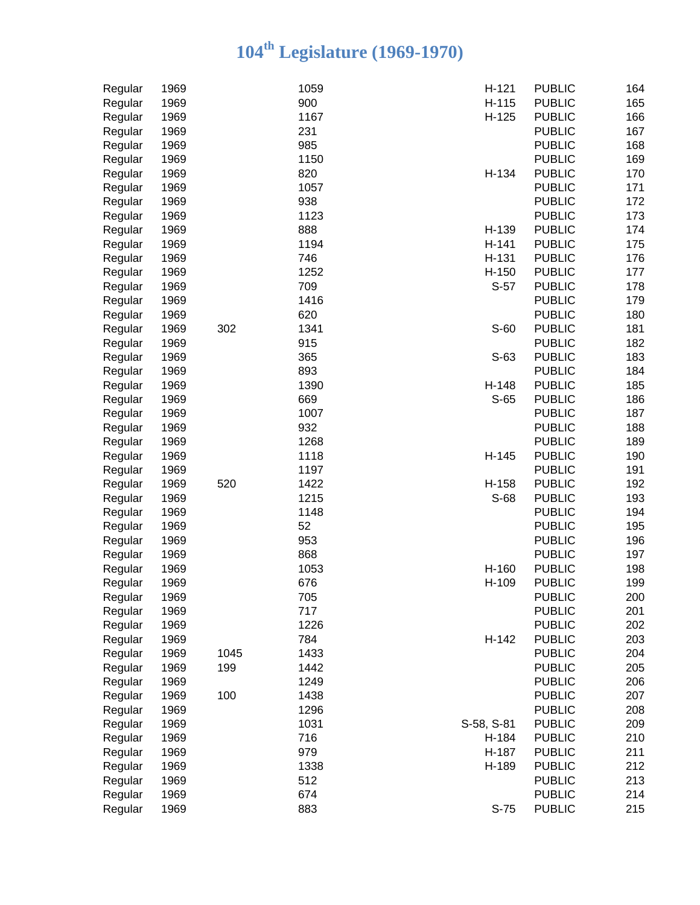# 104th Legislature (1969-1970)

| | | | | | | |
|---|---|---|---|---|---|---|
| Regular | 1969 | | 1059 | H-121 | PUBLIC | 164 |
| Regular | 1969 | | 900 | H-115 | PUBLIC | 165 |
| Regular | 1969 | | 1167 | H-125 | PUBLIC | 166 |
| Regular | 1969 | | 231 | | PUBLIC | 167 |
| Regular | 1969 | | 985 | | PUBLIC | 168 |
| Regular | 1969 | | 1150 | | PUBLIC | 169 |
| Regular | 1969 | | 820 | H-134 | PUBLIC | 170 |
| Regular | 1969 | | 1057 | | PUBLIC | 171 |
| Regular | 1969 | | 938 | | PUBLIC | 172 |
| Regular | 1969 | | 1123 | | PUBLIC | 173 |
| Regular | 1969 | | 888 | H-139 | PUBLIC | 174 |
| Regular | 1969 | | 1194 | H-141 | PUBLIC | 175 |
| Regular | 1969 | | 746 | H-131 | PUBLIC | 176 |
| Regular | 1969 | | 1252 | H-150 | PUBLIC | 177 |
| Regular | 1969 | | 709 | S-57 | PUBLIC | 178 |
| Regular | 1969 | | 1416 | | PUBLIC | 179 |
| Regular | 1969 | | 620 | | PUBLIC | 180 |
| Regular | 1969 | 302 | 1341 | S-60 | PUBLIC | 181 |
| Regular | 1969 | | 915 | | PUBLIC | 182 |
| Regular | 1969 | | 365 | S-63 | PUBLIC | 183 |
| Regular | 1969 | | 893 | | PUBLIC | 184 |
| Regular | 1969 | | 1390 | H-148 | PUBLIC | 185 |
| Regular | 1969 | | 669 | S-65 | PUBLIC | 186 |
| Regular | 1969 | | 1007 | | PUBLIC | 187 |
| Regular | 1969 | | 932 | | PUBLIC | 188 |
| Regular | 1969 | | 1268 | | PUBLIC | 189 |
| Regular | 1969 | | 1118 | H-145 | PUBLIC | 190 |
| Regular | 1969 | | 1197 | | PUBLIC | 191 |
| Regular | 1969 | 520 | 1422 | H-158 | PUBLIC | 192 |
| Regular | 1969 | | 1215 | S-68 | PUBLIC | 193 |
| Regular | 1969 | | 1148 | | PUBLIC | 194 |
| Regular | 1969 | | 52 | | PUBLIC | 195 |
| Regular | 1969 | | 953 | | PUBLIC | 196 |
| Regular | 1969 | | 868 | | PUBLIC | 197 |
| Regular | 1969 | | 1053 | H-160 | PUBLIC | 198 |
| Regular | 1969 | | 676 | H-109 | PUBLIC | 199 |
| Regular | 1969 | | 705 | | PUBLIC | 200 |
| Regular | 1969 | | 717 | | PUBLIC | 201 |
| Regular | 1969 | | 1226 | | PUBLIC | 202 |
| Regular | 1969 | | 784 | H-142 | PUBLIC | 203 |
| Regular | 1969 | 1045 | 1433 | | PUBLIC | 204 |
| Regular | 1969 | 199 | 1442 | | PUBLIC | 205 |
| Regular | 1969 | | 1249 | | PUBLIC | 206 |
| Regular | 1969 | 100 | 1438 | | PUBLIC | 207 |
| Regular | 1969 | | 1296 | | PUBLIC | 208 |
| Regular | 1969 | | 1031 | S-58, S-81 | PUBLIC | 209 |
| Regular | 1969 | | 716 | H-184 | PUBLIC | 210 |
| Regular | 1969 | | 979 | H-187 | PUBLIC | 211 |
| Regular | 1969 | | 1338 | H-189 | PUBLIC | 212 |
| Regular | 1969 | | 512 | | PUBLIC | 213 |
| Regular | 1969 | | 674 | | PUBLIC | 214 |
| Regular | 1969 | | 883 | S-75 | PUBLIC | 215 |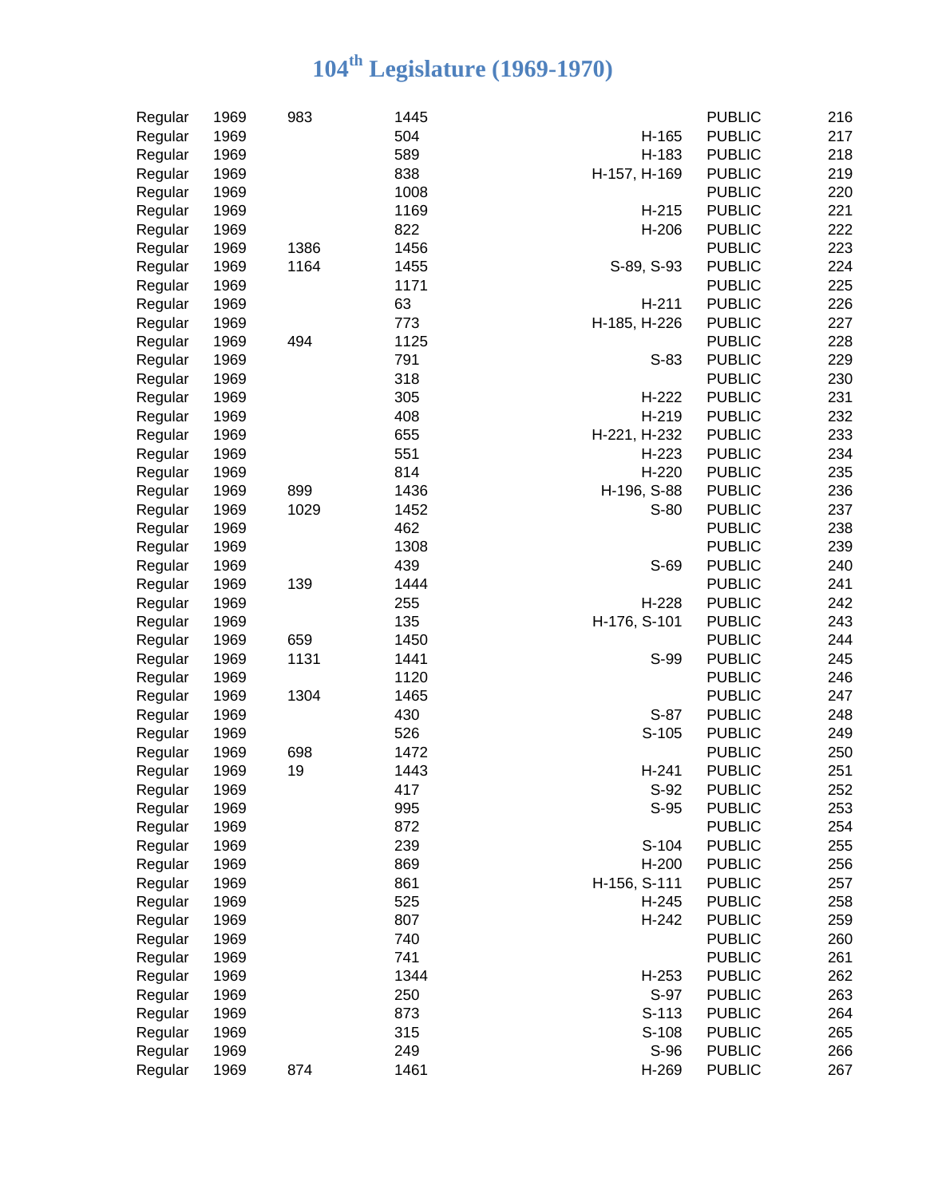# 104th Legislature (1969-1970)

| | | | | | | |
|---|---|---|---|---|---|---|
| Regular | 1969 | 983 | 1445 | | PUBLIC | 216 |
| Regular | 1969 | | 504 | H-165 | PUBLIC | 217 |
| Regular | 1969 | | 589 | H-183 | PUBLIC | 218 |
| Regular | 1969 | | 838 | H-157, H-169 | PUBLIC | 219 |
| Regular | 1969 | | 1008 | | PUBLIC | 220 |
| Regular | 1969 | | 1169 | H-215 | PUBLIC | 221 |
| Regular | 1969 | | 822 | H-206 | PUBLIC | 222 |
| Regular | 1969 | 1386 | 1456 | | PUBLIC | 223 |
| Regular | 1969 | 1164 | 1455 | S-89, S-93 | PUBLIC | 224 |
| Regular | 1969 | | 1171 | | PUBLIC | 225 |
| Regular | 1969 | | 63 | H-211 | PUBLIC | 226 |
| Regular | 1969 | | 773 | H-185, H-226 | PUBLIC | 227 |
| Regular | 1969 | 494 | 1125 | | PUBLIC | 228 |
| Regular | 1969 | | 791 | S-83 | PUBLIC | 229 |
| Regular | 1969 | | 318 | | PUBLIC | 230 |
| Regular | 1969 | | 305 | H-222 | PUBLIC | 231 |
| Regular | 1969 | | 408 | H-219 | PUBLIC | 232 |
| Regular | 1969 | | 655 | H-221, H-232 | PUBLIC | 233 |
| Regular | 1969 | | 551 | H-223 | PUBLIC | 234 |
| Regular | 1969 | | 814 | H-220 | PUBLIC | 235 |
| Regular | 1969 | 899 | 1436 | H-196, S-88 | PUBLIC | 236 |
| Regular | 1969 | 1029 | 1452 | S-80 | PUBLIC | 237 |
| Regular | 1969 | | 462 | | PUBLIC | 238 |
| Regular | 1969 | | 1308 | | PUBLIC | 239 |
| Regular | 1969 | | 439 | S-69 | PUBLIC | 240 |
| Regular | 1969 | 139 | 1444 | | PUBLIC | 241 |
| Regular | 1969 | | 255 | H-228 | PUBLIC | 242 |
| Regular | 1969 | | 135 | H-176, S-101 | PUBLIC | 243 |
| Regular | 1969 | 659 | 1450 | | PUBLIC | 244 |
| Regular | 1969 | 1131 | 1441 | S-99 | PUBLIC | 245 |
| Regular | 1969 | | 1120 | | PUBLIC | 246 |
| Regular | 1969 | 1304 | 1465 | | PUBLIC | 247 |
| Regular | 1969 | | 430 | S-87 | PUBLIC | 248 |
| Regular | 1969 | | 526 | S-105 | PUBLIC | 249 |
| Regular | 1969 | 698 | 1472 | | PUBLIC | 250 |
| Regular | 1969 | 19 | 1443 | H-241 | PUBLIC | 251 |
| Regular | 1969 | | 417 | S-92 | PUBLIC | 252 |
| Regular | 1969 | | 995 | S-95 | PUBLIC | 253 |
| Regular | 1969 | | 872 | | PUBLIC | 254 |
| Regular | 1969 | | 239 | S-104 | PUBLIC | 255 |
| Regular | 1969 | | 869 | H-200 | PUBLIC | 256 |
| Regular | 1969 | | 861 | H-156, S-111 | PUBLIC | 257 |
| Regular | 1969 | | 525 | H-245 | PUBLIC | 258 |
| Regular | 1969 | | 807 | H-242 | PUBLIC | 259 |
| Regular | 1969 | | 740 | | PUBLIC | 260 |
| Regular | 1969 | | 741 | | PUBLIC | 261 |
| Regular | 1969 | | 1344 | H-253 | PUBLIC | 262 |
| Regular | 1969 | | 250 | S-97 | PUBLIC | 263 |
| Regular | 1969 | | 873 | S-113 | PUBLIC | 264 |
| Regular | 1969 | | 315 | S-108 | PUBLIC | 265 |
| Regular | 1969 | | 249 | S-96 | PUBLIC | 266 |
| Regular | 1969 | 874 | 1461 | H-269 | PUBLIC | 267 |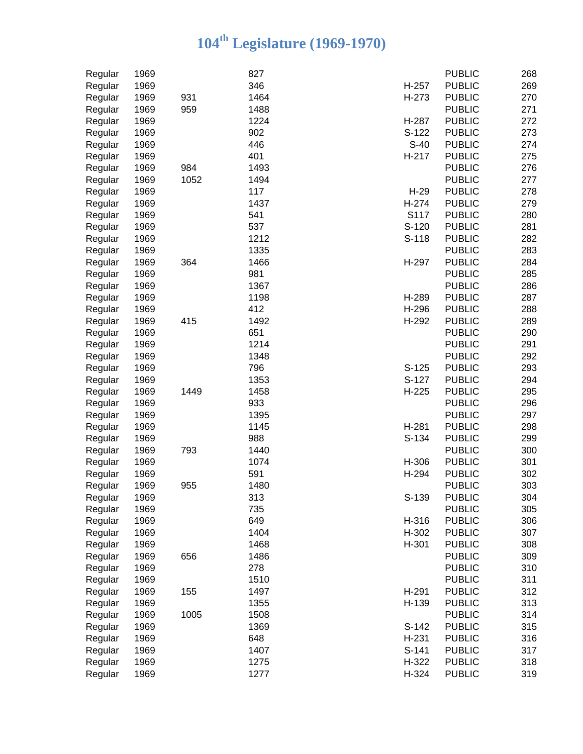# 104th Legislature (1969-1970)

| | | | | | | |
|---|---|---|---|---|---|---|
| Regular | 1969 | | 827 | | PUBLIC | 268 |
| Regular | 1969 | | 346 | H-257 | PUBLIC | 269 |
| Regular | 1969 | 931 | 1464 | H-273 | PUBLIC | 270 |
| Regular | 1969 | 959 | 1488 | | PUBLIC | 271 |
| Regular | 1969 | | 1224 | H-287 | PUBLIC | 272 |
| Regular | 1969 | | 902 | S-122 | PUBLIC | 273 |
| Regular | 1969 | | 446 | S-40 | PUBLIC | 274 |
| Regular | 1969 | | 401 | H-217 | PUBLIC | 275 |
| Regular | 1969 | 984 | 1493 | | PUBLIC | 276 |
| Regular | 1969 | 1052 | 1494 | | PUBLIC | 277 |
| Regular | 1969 | | 117 | H-29 | PUBLIC | 278 |
| Regular | 1969 | | 1437 | H-274 | PUBLIC | 279 |
| Regular | 1969 | | 541 | S117 | PUBLIC | 280 |
| Regular | 1969 | | 537 | S-120 | PUBLIC | 281 |
| Regular | 1969 | | 1212 | S-118 | PUBLIC | 282 |
| Regular | 1969 | | 1335 | | PUBLIC | 283 |
| Regular | 1969 | 364 | 1466 | H-297 | PUBLIC | 284 |
| Regular | 1969 | | 981 | | PUBLIC | 285 |
| Regular | 1969 | | 1367 | | PUBLIC | 286 |
| Regular | 1969 | | 1198 | H-289 | PUBLIC | 287 |
| Regular | 1969 | | 412 | H-296 | PUBLIC | 288 |
| Regular | 1969 | 415 | 1492 | H-292 | PUBLIC | 289 |
| Regular | 1969 | | 651 | | PUBLIC | 290 |
| Regular | 1969 | | 1214 | | PUBLIC | 291 |
| Regular | 1969 | | 1348 | | PUBLIC | 292 |
| Regular | 1969 | | 796 | S-125 | PUBLIC | 293 |
| Regular | 1969 | | 1353 | S-127 | PUBLIC | 294 |
| Regular | 1969 | 1449 | 1458 | H-225 | PUBLIC | 295 |
| Regular | 1969 | | 933 | | PUBLIC | 296 |
| Regular | 1969 | | 1395 | | PUBLIC | 297 |
| Regular | 1969 | | 1145 | H-281 | PUBLIC | 298 |
| Regular | 1969 | | 988 | S-134 | PUBLIC | 299 |
| Regular | 1969 | 793 | 1440 | | PUBLIC | 300 |
| Regular | 1969 | | 1074 | H-306 | PUBLIC | 301 |
| Regular | 1969 | | 591 | H-294 | PUBLIC | 302 |
| Regular | 1969 | 955 | 1480 | | PUBLIC | 303 |
| Regular | 1969 | | 313 | S-139 | PUBLIC | 304 |
| Regular | 1969 | | 735 | | PUBLIC | 305 |
| Regular | 1969 | | 649 | H-316 | PUBLIC | 306 |
| Regular | 1969 | | 1404 | H-302 | PUBLIC | 307 |
| Regular | 1969 | | 1468 | H-301 | PUBLIC | 308 |
| Regular | 1969 | 656 | 1486 | | PUBLIC | 309 |
| Regular | 1969 | | 278 | | PUBLIC | 310 |
| Regular | 1969 | | 1510 | | PUBLIC | 311 |
| Regular | 1969 | 155 | 1497 | H-291 | PUBLIC | 312 |
| Regular | 1969 | | 1355 | H-139 | PUBLIC | 313 |
| Regular | 1969 | 1005 | 1508 | | PUBLIC | 314 |
| Regular | 1969 | | 1369 | S-142 | PUBLIC | 315 |
| Regular | 1969 | | 648 | H-231 | PUBLIC | 316 |
| Regular | 1969 | | 1407 | S-141 | PUBLIC | 317 |
| Regular | 1969 | | 1275 | H-322 | PUBLIC | 318 |
| Regular | 1969 | | 1277 | H-324 | PUBLIC | 319 |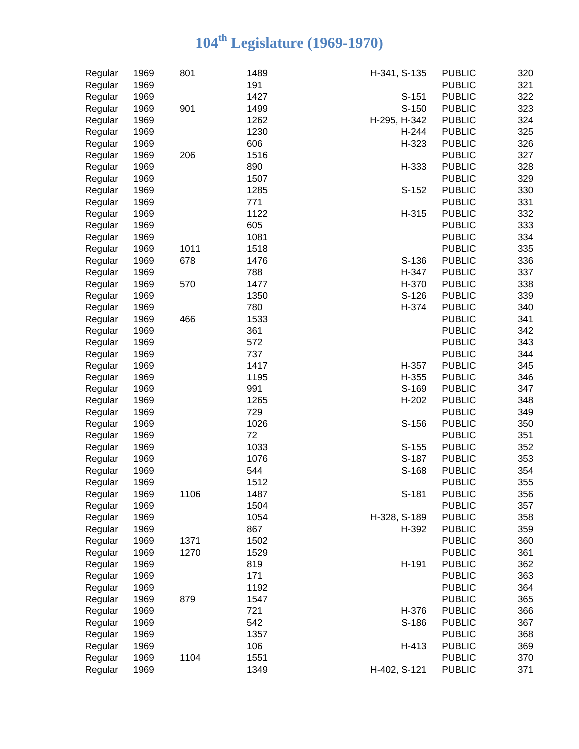# 104th Legislature (1969-1970)

| | | | | | | |
|---|---|---|---|---|---|---|
| Regular | 1969 | 801 | 1489 | H-341, S-135 | PUBLIC | 320 |
| Regular | 1969 | | 191 | | PUBLIC | 321 |
| Regular | 1969 | | 1427 | S-151 | PUBLIC | 322 |
| Regular | 1969 | 901 | 1499 | S-150 | PUBLIC | 323 |
| Regular | 1969 | | 1262 | H-295, H-342 | PUBLIC | 324 |
| Regular | 1969 | | 1230 | H-244 | PUBLIC | 325 |
| Regular | 1969 | | 606 | H-323 | PUBLIC | 326 |
| Regular | 1969 | 206 | 1516 | | PUBLIC | 327 |
| Regular | 1969 | | 890 | H-333 | PUBLIC | 328 |
| Regular | 1969 | | 1507 | | PUBLIC | 329 |
| Regular | 1969 | | 1285 | S-152 | PUBLIC | 330 |
| Regular | 1969 | | 771 | | PUBLIC | 331 |
| Regular | 1969 | | 1122 | H-315 | PUBLIC | 332 |
| Regular | 1969 | | 605 | | PUBLIC | 333 |
| Regular | 1969 | | 1081 | | PUBLIC | 334 |
| Regular | 1969 | 1011 | 1518 | | PUBLIC | 335 |
| Regular | 1969 | 678 | 1476 | S-136 | PUBLIC | 336 |
| Regular | 1969 | | 788 | H-347 | PUBLIC | 337 |
| Regular | 1969 | 570 | 1477 | H-370 | PUBLIC | 338 |
| Regular | 1969 | | 1350 | S-126 | PUBLIC | 339 |
| Regular | 1969 | | 780 | H-374 | PUBLIC | 340 |
| Regular | 1969 | 466 | 1533 | | PUBLIC | 341 |
| Regular | 1969 | | 361 | | PUBLIC | 342 |
| Regular | 1969 | | 572 | | PUBLIC | 343 |
| Regular | 1969 | | 737 | | PUBLIC | 344 |
| Regular | 1969 | | 1417 | H-357 | PUBLIC | 345 |
| Regular | 1969 | | 1195 | H-355 | PUBLIC | 346 |
| Regular | 1969 | | 991 | S-169 | PUBLIC | 347 |
| Regular | 1969 | | 1265 | H-202 | PUBLIC | 348 |
| Regular | 1969 | | 729 | | PUBLIC | 349 |
| Regular | 1969 | | 1026 | S-156 | PUBLIC | 350 |
| Regular | 1969 | | 72 | | PUBLIC | 351 |
| Regular | 1969 | | 1033 | S-155 | PUBLIC | 352 |
| Regular | 1969 | | 1076 | S-187 | PUBLIC | 353 |
| Regular | 1969 | | 544 | S-168 | PUBLIC | 354 |
| Regular | 1969 | | 1512 | | PUBLIC | 355 |
| Regular | 1969 | 1106 | 1487 | S-181 | PUBLIC | 356 |
| Regular | 1969 | | 1504 | | PUBLIC | 357 |
| Regular | 1969 | | 1054 | H-328, S-189 | PUBLIC | 358 |
| Regular | 1969 | | 867 | H-392 | PUBLIC | 359 |
| Regular | 1969 | 1371 | 1502 | | PUBLIC | 360 |
| Regular | 1969 | 1270 | 1529 | | PUBLIC | 361 |
| Regular | 1969 | | 819 | H-191 | PUBLIC | 362 |
| Regular | 1969 | | 171 | | PUBLIC | 363 |
| Regular | 1969 | | 1192 | | PUBLIC | 364 |
| Regular | 1969 | 879 | 1547 | | PUBLIC | 365 |
| Regular | 1969 | | 721 | H-376 | PUBLIC | 366 |
| Regular | 1969 | | 542 | S-186 | PUBLIC | 367 |
| Regular | 1969 | | 1357 | | PUBLIC | 368 |
| Regular | 1969 | | 106 | H-413 | PUBLIC | 369 |
| Regular | 1969 | 1104 | 1551 | | PUBLIC | 370 |
| Regular | 1969 | | 1349 | H-402, S-121 | PUBLIC | 371 |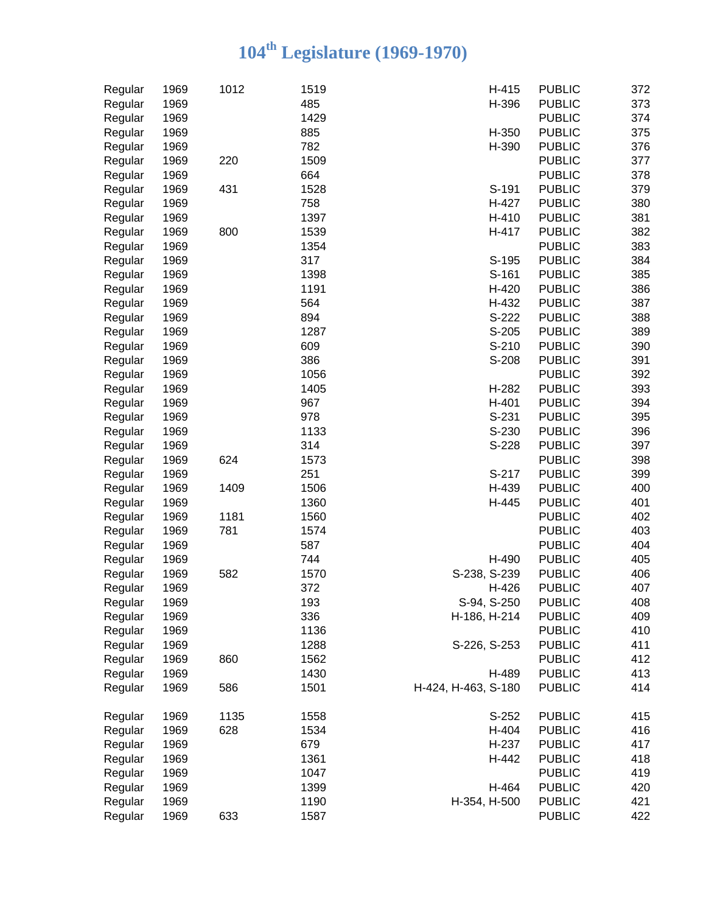# 104th Legislature (1969-1970)

| | | | | | | |
|---|---|---|---|---|---|---|
| Regular | 1969 | 1012 | 1519 | H-415 | PUBLIC | 372 |
| Regular | 1969 | | 485 | H-396 | PUBLIC | 373 |
| Regular | 1969 | | 1429 | | PUBLIC | 374 |
| Regular | 1969 | | 885 | H-350 | PUBLIC | 375 |
| Regular | 1969 | | 782 | H-390 | PUBLIC | 376 |
| Regular | 1969 | 220 | 1509 | | PUBLIC | 377 |
| Regular | 1969 | | 664 | | PUBLIC | 378 |
| Regular | 1969 | 431 | 1528 | S-191 | PUBLIC | 379 |
| Regular | 1969 | | 758 | H-427 | PUBLIC | 380 |
| Regular | 1969 | | 1397 | H-410 | PUBLIC | 381 |
| Regular | 1969 | 800 | 1539 | H-417 | PUBLIC | 382 |
| Regular | 1969 | | 1354 | | PUBLIC | 383 |
| Regular | 1969 | | 317 | S-195 | PUBLIC | 384 |
| Regular | 1969 | | 1398 | S-161 | PUBLIC | 385 |
| Regular | 1969 | | 1191 | H-420 | PUBLIC | 386 |
| Regular | 1969 | | 564 | H-432 | PUBLIC | 387 |
| Regular | 1969 | | 894 | S-222 | PUBLIC | 388 |
| Regular | 1969 | | 1287 | S-205 | PUBLIC | 389 |
| Regular | 1969 | | 609 | S-210 | PUBLIC | 390 |
| Regular | 1969 | | 386 | S-208 | PUBLIC | 391 |
| Regular | 1969 | | 1056 | | PUBLIC | 392 |
| Regular | 1969 | | 1405 | H-282 | PUBLIC | 393 |
| Regular | 1969 | | 967 | H-401 | PUBLIC | 394 |
| Regular | 1969 | | 978 | S-231 | PUBLIC | 395 |
| Regular | 1969 | | 1133 | S-230 | PUBLIC | 396 |
| Regular | 1969 | | 314 | S-228 | PUBLIC | 397 |
| Regular | 1969 | 624 | 1573 | | PUBLIC | 398 |
| Regular | 1969 | | 251 | S-217 | PUBLIC | 399 |
| Regular | 1969 | 1409 | 1506 | H-439 | PUBLIC | 400 |
| Regular | 1969 | | 1360 | H-445 | PUBLIC | 401 |
| Regular | 1969 | 1181 | 1560 | | PUBLIC | 402 |
| Regular | 1969 | 781 | 1574 | | PUBLIC | 403 |
| Regular | 1969 | | 587 | | PUBLIC | 404 |
| Regular | 1969 | | 744 | H-490 | PUBLIC | 405 |
| Regular | 1969 | 582 | 1570 | S-238, S-239 | PUBLIC | 406 |
| Regular | 1969 | | 372 | H-426 | PUBLIC | 407 |
| Regular | 1969 | | 193 | S-94, S-250 | PUBLIC | 408 |
| Regular | 1969 | | 336 | H-186, H-214 | PUBLIC | 409 |
| Regular | 1969 | | 1136 | | PUBLIC | 410 |
| Regular | 1969 | | 1288 | S-226, S-253 | PUBLIC | 411 |
| Regular | 1969 | 860 | 1562 | | PUBLIC | 412 |
| Regular | 1969 | | 1430 | H-489 | PUBLIC | 413 |
| Regular | 1969 | 586 | 1501 | H-424, H-463, S-180 | PUBLIC | 414 |
| Regular | 1969 | 1135 | 1558 | S-252 | PUBLIC | 415 |
| Regular | 1969 | 628 | 1534 | H-404 | PUBLIC | 416 |
| Regular | 1969 | | 679 | H-237 | PUBLIC | 417 |
| Regular | 1969 | | 1361 | H-442 | PUBLIC | 418 |
| Regular | 1969 | | 1047 | | PUBLIC | 419 |
| Regular | 1969 | | 1399 | H-464 | PUBLIC | 420 |
| Regular | 1969 | | 1190 | H-354, H-500 | PUBLIC | 421 |
| Regular | 1969 | 633 | 1587 | | PUBLIC | 422 |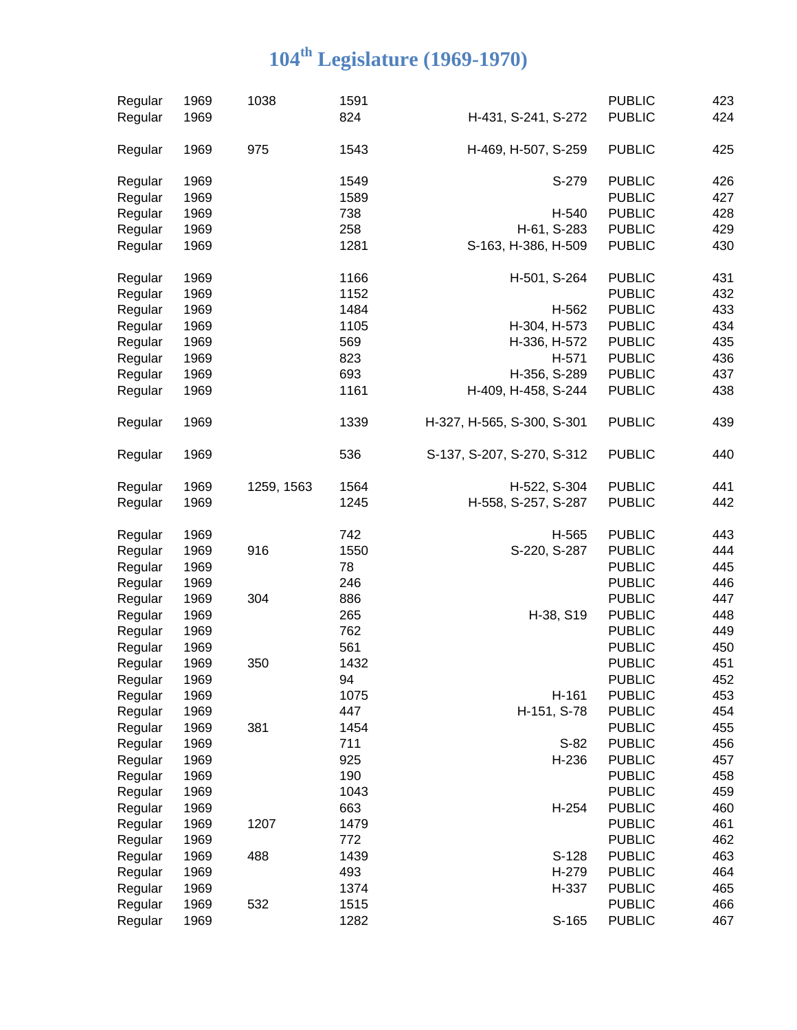# 104th Legislature (1969-1970)

| | | | | | | |
|---|---|---|---|---|---|---|
| Regular | 1969 | 1038 | 1591 | | PUBLIC | 423 |
| Regular | 1969 | | 824 | H-431, S-241, S-272 | PUBLIC | 424 |
| Regular | 1969 | 975 | 1543 | H-469, H-507, S-259 | PUBLIC | 425 |
| Regular | 1969 | | 1549 | S-279 | PUBLIC | 426 |
| Regular | 1969 | | 1589 | | PUBLIC | 427 |
| Regular | 1969 | | 738 | H-540 | PUBLIC | 428 |
| Regular | 1969 | | 258 | H-61, S-283 | PUBLIC | 429 |
| Regular | 1969 | | 1281 | S-163, H-386, H-509 | PUBLIC | 430 |
| Regular | 1969 | | 1166 | H-501, S-264 | PUBLIC | 431 |
| Regular | 1969 | | 1152 | | PUBLIC | 432 |
| Regular | 1969 | | 1484 | H-562 | PUBLIC | 433 |
| Regular | 1969 | | 1105 | H-304, H-573 | PUBLIC | 434 |
| Regular | 1969 | | 569 | H-336, H-572 | PUBLIC | 435 |
| Regular | 1969 | | 823 | H-571 | PUBLIC | 436 |
| Regular | 1969 | | 693 | H-356, S-289 | PUBLIC | 437 |
| Regular | 1969 | | 1161 | H-409, H-458, S-244 | PUBLIC | 438 |
| Regular | 1969 | | 1339 | H-327, H-565, S-300, S-301 | PUBLIC | 439 |
| Regular | 1969 | | 536 | S-137, S-207, S-270, S-312 | PUBLIC | 440 |
| Regular | 1969 | 1259, 1563 | 1564 | H-522, S-304 | PUBLIC | 441 |
| Regular | 1969 | | 1245 | H-558, S-257, S-287 | PUBLIC | 442 |
| Regular | 1969 | | 742 | H-565 | PUBLIC | 443 |
| Regular | 1969 | 916 | 1550 | S-220, S-287 | PUBLIC | 444 |
| Regular | 1969 | | 78 | | PUBLIC | 445 |
| Regular | 1969 | | 246 | | PUBLIC | 446 |
| Regular | 1969 | 304 | 886 | | PUBLIC | 447 |
| Regular | 1969 | | 265 | H-38, S19 | PUBLIC | 448 |
| Regular | 1969 | | 762 | | PUBLIC | 449 |
| Regular | 1969 | | 561 | | PUBLIC | 450 |
| Regular | 1969 | 350 | 1432 | | PUBLIC | 451 |
| Regular | 1969 | | 94 | | PUBLIC | 452 |
| Regular | 1969 | | 1075 | H-161 | PUBLIC | 453 |
| Regular | 1969 | | 447 | H-151, S-78 | PUBLIC | 454 |
| Regular | 1969 | 381 | 1454 | | PUBLIC | 455 |
| Regular | 1969 | | 711 | S-82 | PUBLIC | 456 |
| Regular | 1969 | | 925 | H-236 | PUBLIC | 457 |
| Regular | 1969 | | 190 | | PUBLIC | 458 |
| Regular | 1969 | | 1043 | | PUBLIC | 459 |
| Regular | 1969 | | 663 | H-254 | PUBLIC | 460 |
| Regular | 1969 | 1207 | 1479 | | PUBLIC | 461 |
| Regular | 1969 | | 772 | | PUBLIC | 462 |
| Regular | 1969 | 488 | 1439 | S-128 | PUBLIC | 463 |
| Regular | 1969 | | 493 | H-279 | PUBLIC | 464 |
| Regular | 1969 | | 1374 | H-337 | PUBLIC | 465 |
| Regular | 1969 | 532 | 1515 | | PUBLIC | 466 |
| Regular | 1969 | | 1282 | S-165 | PUBLIC | 467 |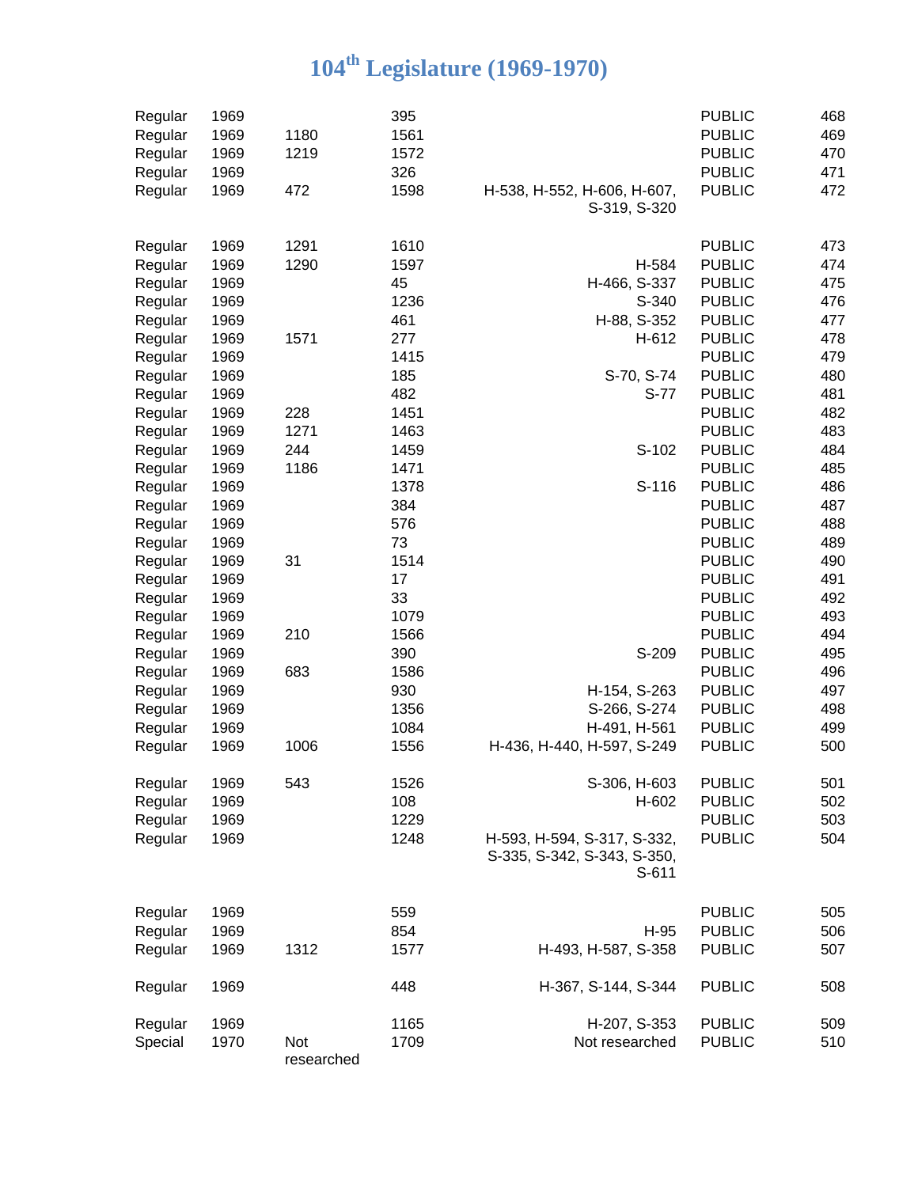# 104th Legislature (1969-1970)

| | | | | | | |
|---|---|---|---|---|---|---|
| Regular | 1969 | | 395 | | PUBLIC | 468 |
| Regular | 1969 | 1180 | 1561 | | PUBLIC | 469 |
| Regular | 1969 | 1219 | 1572 | | PUBLIC | 470 |
| Regular | 1969 | | 326 | | PUBLIC | 471 |
| Regular | 1969 | 472 | 1598 | H-538, H-552, H-606, H-607, S-319, S-320 | PUBLIC | 472 |
| Regular | 1969 | 1291 | 1610 | | PUBLIC | 473 |
| Regular | 1969 | 1290 | 1597 | H-584 | PUBLIC | 474 |
| Regular | 1969 | | 45 | H-466, S-337 | PUBLIC | 475 |
| Regular | 1969 | | 1236 | S-340 | PUBLIC | 476 |
| Regular | 1969 | | 461 | H-88, S-352 | PUBLIC | 477 |
| Regular | 1969 | 1571 | 277 | H-612 | PUBLIC | 478 |
| Regular | 1969 | | 1415 | | PUBLIC | 479 |
| Regular | 1969 | | 185 | S-70, S-74 | PUBLIC | 480 |
| Regular | 1969 | | 482 | S-77 | PUBLIC | 481 |
| Regular | 1969 | 228 | 1451 | | PUBLIC | 482 |
| Regular | 1969 | 1271 | 1463 | | PUBLIC | 483 |
| Regular | 1969 | 244 | 1459 | S-102 | PUBLIC | 484 |
| Regular | 1969 | 1186 | 1471 | | PUBLIC | 485 |
| Regular | 1969 | | 1378 | S-116 | PUBLIC | 486 |
| Regular | 1969 | | 384 | | PUBLIC | 487 |
| Regular | 1969 | | 576 | | PUBLIC | 488 |
| Regular | 1969 | | 73 | | PUBLIC | 489 |
| Regular | 1969 | 31 | 1514 | | PUBLIC | 490 |
| Regular | 1969 | | 17 | | PUBLIC | 491 |
| Regular | 1969 | | 33 | | PUBLIC | 492 |
| Regular | 1969 | | 1079 | | PUBLIC | 493 |
| Regular | 1969 | 210 | 1566 | | PUBLIC | 494 |
| Regular | 1969 | | 390 | S-209 | PUBLIC | 495 |
| Regular | 1969 | 683 | 1586 | | PUBLIC | 496 |
| Regular | 1969 | | 930 | H-154, S-263 | PUBLIC | 497 |
| Regular | 1969 | | 1356 | S-266, S-274 | PUBLIC | 498 |
| Regular | 1969 | | 1084 | H-491, H-561 | PUBLIC | 499 |
| Regular | 1969 | 1006 | 1556 | H-436, H-440, H-597, S-249 | PUBLIC | 500 |
| Regular | 1969 | 543 | 1526 | S-306, H-603 | PUBLIC | 501 |
| Regular | 1969 | | 108 | H-602 | PUBLIC | 502 |
| Regular | 1969 | | 1229 | | PUBLIC | 503 |
| Regular | 1969 | | 1248 | H-593, H-594, S-317, S-332, S-335, S-342, S-343, S-350, S-611 | PUBLIC | 504 |
| Regular | 1969 | | 559 | | PUBLIC | 505 |
| Regular | 1969 | | 854 | H-95 | PUBLIC | 506 |
| Regular | 1969 | 1312 | 1577 | H-493, H-587, S-358 | PUBLIC | 507 |
| Regular | 1969 | | 448 | H-367, S-144, S-344 | PUBLIC | 508 |
| Regular | 1969 | | 1165 | H-207, S-353 | PUBLIC | 509 |
| Special | 1970 | Not researched | 1709 | Not researched | PUBLIC | 510 |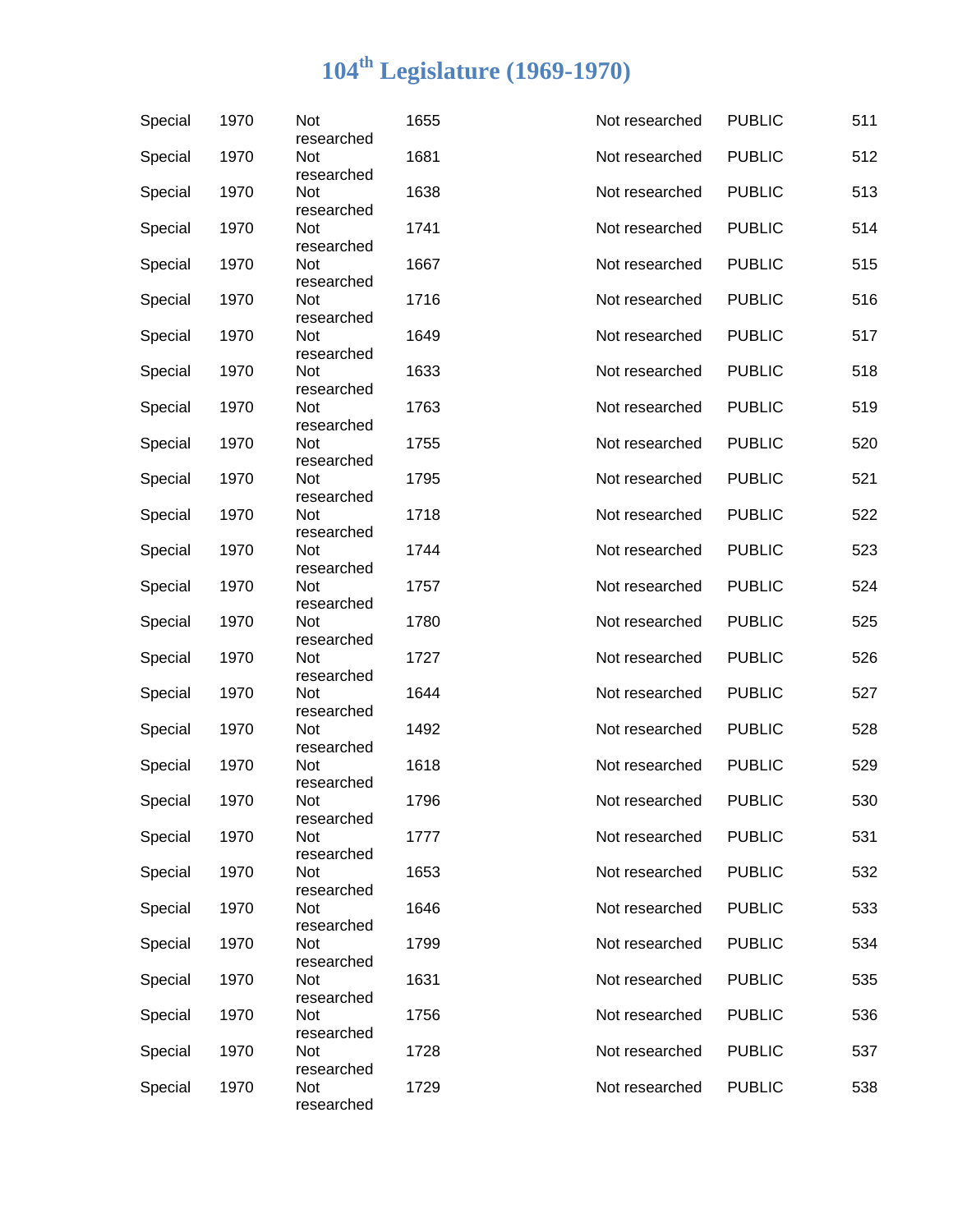# 104th Legislature (1969-1970)

| | | | | | | |
|---|---|---|---|---|---|---|
| Special | 1970 | Not researched | 1655 | Not researched | PUBLIC | 511 |
| Special | 1970 | Not researched | 1681 | Not researched | PUBLIC | 512 |
| Special | 1970 | Not researched | 1638 | Not researched | PUBLIC | 513 |
| Special | 1970 | Not researched | 1741 | Not researched | PUBLIC | 514 |
| Special | 1970 | Not researched | 1667 | Not researched | PUBLIC | 515 |
| Special | 1970 | Not researched | 1716 | Not researched | PUBLIC | 516 |
| Special | 1970 | Not researched | 1649 | Not researched | PUBLIC | 517 |
| Special | 1970 | Not researched | 1633 | Not researched | PUBLIC | 518 |
| Special | 1970 | Not researched | 1763 | Not researched | PUBLIC | 519 |
| Special | 1970 | Not researched | 1755 | Not researched | PUBLIC | 520 |
| Special | 1970 | Not researched | 1795 | Not researched | PUBLIC | 521 |
| Special | 1970 | Not researched | 1718 | Not researched | PUBLIC | 522 |
| Special | 1970 | Not researched | 1744 | Not researched | PUBLIC | 523 |
| Special | 1970 | Not researched | 1757 | Not researched | PUBLIC | 524 |
| Special | 1970 | Not researched | 1780 | Not researched | PUBLIC | 525 |
| Special | 1970 | Not researched | 1727 | Not researched | PUBLIC | 526 |
| Special | 1970 | Not researched | 1644 | Not researched | PUBLIC | 527 |
| Special | 1970 | Not researched | 1492 | Not researched | PUBLIC | 528 |
| Special | 1970 | Not researched | 1618 | Not researched | PUBLIC | 529 |
| Special | 1970 | Not researched | 1796 | Not researched | PUBLIC | 530 |
| Special | 1970 | Not researched | 1777 | Not researched | PUBLIC | 531 |
| Special | 1970 | Not researched | 1653 | Not researched | PUBLIC | 532 |
| Special | 1970 | Not researched | 1646 | Not researched | PUBLIC | 533 |
| Special | 1970 | Not researched | 1799 | Not researched | PUBLIC | 534 |
| Special | 1970 | Not researched | 1631 | Not researched | PUBLIC | 535 |
| Special | 1970 | Not researched | 1756 | Not researched | PUBLIC | 536 |
| Special | 1970 | Not researched | 1728 | Not researched | PUBLIC | 537 |
| Special | 1970 | Not researched | 1729 | Not researched | PUBLIC | 538 |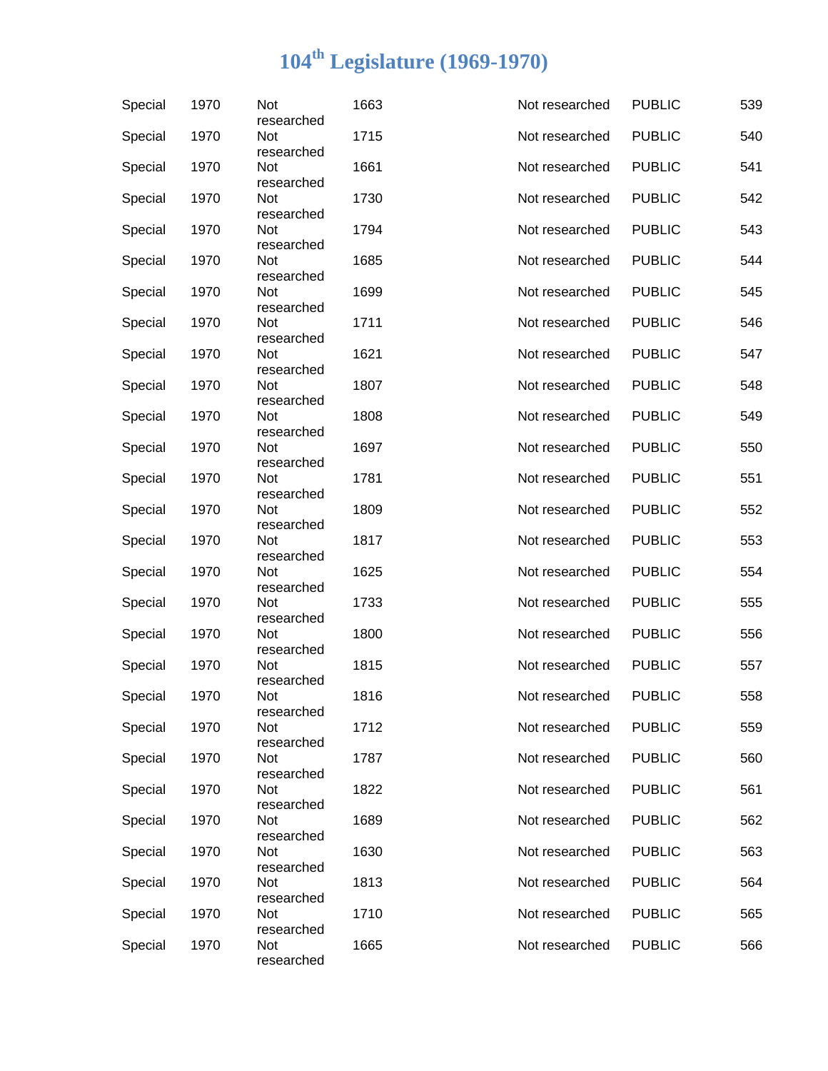# 104th Legislature (1969-1970)

| | | | | | | |
|---|---|---|---|---|---|---|
| Special | 1970 | Not researched | 1663 | Not researched | PUBLIC | 539 |
| Special | 1970 | Not researched | 1715 | Not researched | PUBLIC | 540 |
| Special | 1970 | Not researched | 1661 | Not researched | PUBLIC | 541 |
| Special | 1970 | Not researched | 1730 | Not researched | PUBLIC | 542 |
| Special | 1970 | Not researched | 1794 | Not researched | PUBLIC | 543 |
| Special | 1970 | Not researched | 1685 | Not researched | PUBLIC | 544 |
| Special | 1970 | Not researched | 1699 | Not researched | PUBLIC | 545 |
| Special | 1970 | Not researched | 1711 | Not researched | PUBLIC | 546 |
| Special | 1970 | Not researched | 1621 | Not researched | PUBLIC | 547 |
| Special | 1970 | Not researched | 1807 | Not researched | PUBLIC | 548 |
| Special | 1970 | Not researched | 1808 | Not researched | PUBLIC | 549 |
| Special | 1970 | Not researched | 1697 | Not researched | PUBLIC | 550 |
| Special | 1970 | Not researched | 1781 | Not researched | PUBLIC | 551 |
| Special | 1970 | Not researched | 1809 | Not researched | PUBLIC | 552 |
| Special | 1970 | Not researched | 1817 | Not researched | PUBLIC | 553 |
| Special | 1970 | Not researched | 1625 | Not researched | PUBLIC | 554 |
| Special | 1970 | Not researched | 1733 | Not researched | PUBLIC | 555 |
| Special | 1970 | Not researched | 1800 | Not researched | PUBLIC | 556 |
| Special | 1970 | Not researched | 1815 | Not researched | PUBLIC | 557 |
| Special | 1970 | Not researched | 1816 | Not researched | PUBLIC | 558 |
| Special | 1970 | Not researched | 1712 | Not researched | PUBLIC | 559 |
| Special | 1970 | Not researched | 1787 | Not researched | PUBLIC | 560 |
| Special | 1970 | Not researched | 1822 | Not researched | PUBLIC | 561 |
| Special | 1970 | Not researched | 1689 | Not researched | PUBLIC | 562 |
| Special | 1970 | Not researched | 1630 | Not researched | PUBLIC | 563 |
| Special | 1970 | Not researched | 1813 | Not researched | PUBLIC | 564 |
| Special | 1970 | Not researched | 1710 | Not researched | PUBLIC | 565 |
| Special | 1970 | Not researched | 1665 | Not researched | PUBLIC | 566 |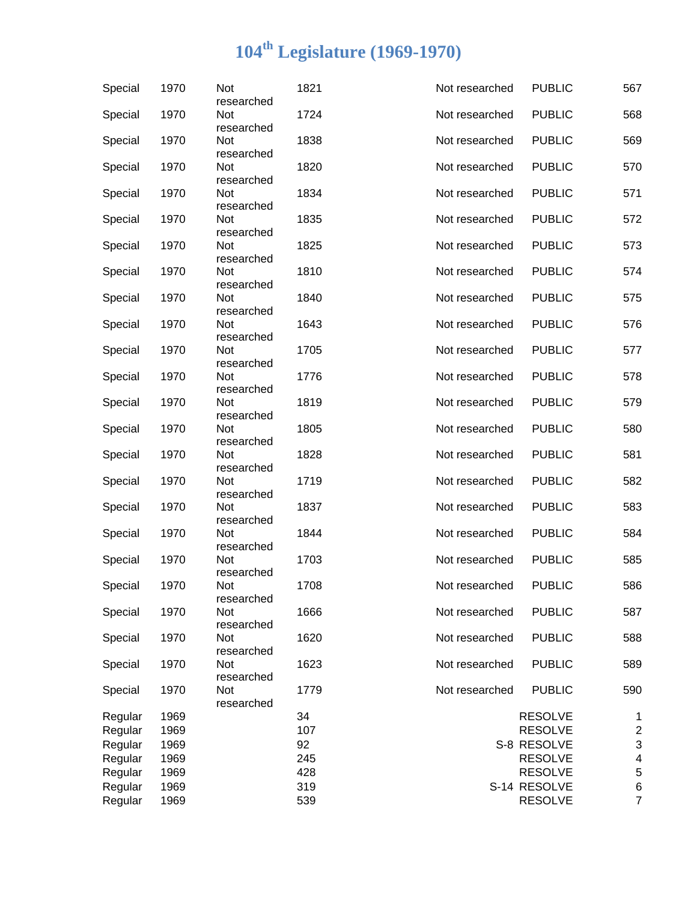# 104th Legislature (1969-1970)

| | | | | | | | |
|---|---|---|---|---|---|---|---|
| Special | 1970 | Not researched | 1821 | | Not researched | PUBLIC | 567 |
| Special | 1970 | Not researched | 1724 | | Not researched | PUBLIC | 568 |
| Special | 1970 | Not researched | 1838 | | Not researched | PUBLIC | 569 |
| Special | 1970 | Not researched | 1820 | | Not researched | PUBLIC | 570 |
| Special | 1970 | Not researched | 1834 | | Not researched | PUBLIC | 571 |
| Special | 1970 | Not researched | 1835 | | Not researched | PUBLIC | 572 |
| Special | 1970 | Not researched | 1825 | | Not researched | PUBLIC | 573 |
| Special | 1970 | Not researched | 1810 | | Not researched | PUBLIC | 574 |
| Special | 1970 | Not researched | 1840 | | Not researched | PUBLIC | 575 |
| Special | 1970 | Not researched | 1643 | | Not researched | PUBLIC | 576 |
| Special | 1970 | Not researched | 1705 | | Not researched | PUBLIC | 577 |
| Special | 1970 | Not researched | 1776 | | Not researched | PUBLIC | 578 |
| Special | 1970 | Not researched | 1819 | | Not researched | PUBLIC | 579 |
| Special | 1970 | Not researched | 1805 | | Not researched | PUBLIC | 580 |
| Special | 1970 | Not researched | 1828 | | Not researched | PUBLIC | 581 |
| Special | 1970 | Not researched | 1719 | | Not researched | PUBLIC | 582 |
| Special | 1970 | Not researched | 1837 | | Not researched | PUBLIC | 583 |
| Special | 1970 | Not researched | 1844 | | Not researched | PUBLIC | 584 |
| Special | 1970 | Not researched | 1703 | | Not researched | PUBLIC | 585 |
| Special | 1970 | Not researched | 1708 | | Not researched | PUBLIC | 586 |
| Special | 1970 | Not researched | 1666 | | Not researched | PUBLIC | 587 |
| Special | 1970 | Not researched | 1620 | | Not researched | PUBLIC | 588 |
| Special | 1970 | Not researched | 1623 | | Not researched | PUBLIC | 589 |
| Special | 1970 | Not researched | 1779 | | Not researched | PUBLIC | 590 |
| Regular | 1969 | | 34 | | | RESOLVE | 1 |
| Regular | 1969 | | 107 | | | RESOLVE | 2 |
| Regular | 1969 | | 92 | | S-8 | RESOLVE | 3 |
| Regular | 1969 | | 245 | | | RESOLVE | 4 |
| Regular | 1969 | | 428 | | | RESOLVE | 5 |
| Regular | 1969 | | 319 | | S-14 | RESOLVE | 6 |
| Regular | 1969 | | 539 | | | RESOLVE | 7 |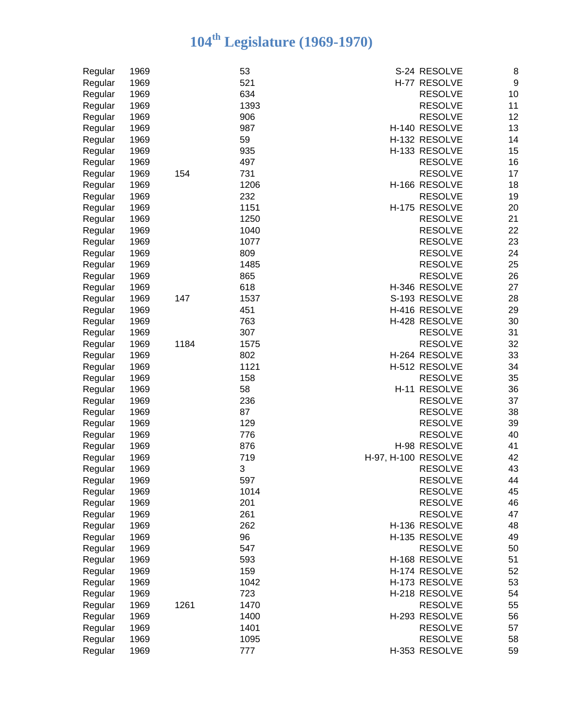# 104th Legislature (1969-1970)

| | | | | | | |
|---|---|---|---|---|---|---|
| Regular | 1969 | | 53 | S-24 | RESOLVE | 8 |
| Regular | 1969 | | 521 | H-77 | RESOLVE | 9 |
| Regular | 1969 | | 634 | | RESOLVE | 10 |
| Regular | 1969 | | 1393 | | RESOLVE | 11 |
| Regular | 1969 | | 906 | | RESOLVE | 12 |
| Regular | 1969 | | 987 | H-140 | RESOLVE | 13 |
| Regular | 1969 | | 59 | H-132 | RESOLVE | 14 |
| Regular | 1969 | | 935 | H-133 | RESOLVE | 15 |
| Regular | 1969 | | 497 | | RESOLVE | 16 |
| Regular | 1969 | 154 | 731 | | RESOLVE | 17 |
| Regular | 1969 | | 1206 | H-166 | RESOLVE | 18 |
| Regular | 1969 | | 232 | | RESOLVE | 19 |
| Regular | 1969 | | 1151 | H-175 | RESOLVE | 20 |
| Regular | 1969 | | 1250 | | RESOLVE | 21 |
| Regular | 1969 | | 1040 | | RESOLVE | 22 |
| Regular | 1969 | | 1077 | | RESOLVE | 23 |
| Regular | 1969 | | 809 | | RESOLVE | 24 |
| Regular | 1969 | | 1485 | | RESOLVE | 25 |
| Regular | 1969 | | 865 | | RESOLVE | 26 |
| Regular | 1969 | | 618 | H-346 | RESOLVE | 27 |
| Regular | 1969 | 147 | 1537 | S-193 | RESOLVE | 28 |
| Regular | 1969 | | 451 | H-416 | RESOLVE | 29 |
| Regular | 1969 | | 763 | H-428 | RESOLVE | 30 |
| Regular | 1969 | | 307 | | RESOLVE | 31 |
| Regular | 1969 | 1184 | 1575 | | RESOLVE | 32 |
| Regular | 1969 | | 802 | H-264 | RESOLVE | 33 |
| Regular | 1969 | | 1121 | H-512 | RESOLVE | 34 |
| Regular | 1969 | | 158 | | RESOLVE | 35 |
| Regular | 1969 | | 58 | H-11 | RESOLVE | 36 |
| Regular | 1969 | | 236 | | RESOLVE | 37 |
| Regular | 1969 | | 87 | | RESOLVE | 38 |
| Regular | 1969 | | 129 | | RESOLVE | 39 |
| Regular | 1969 | | 776 | | RESOLVE | 40 |
| Regular | 1969 | | 876 | H-98 | RESOLVE | 41 |
| Regular | 1969 | | 719 | H-97, H-100 | RESOLVE | 42 |
| Regular | 1969 | | 3 | | RESOLVE | 43 |
| Regular | 1969 | | 597 | | RESOLVE | 44 |
| Regular | 1969 | | 1014 | | RESOLVE | 45 |
| Regular | 1969 | | 201 | | RESOLVE | 46 |
| Regular | 1969 | | 261 | | RESOLVE | 47 |
| Regular | 1969 | | 262 | H-136 | RESOLVE | 48 |
| Regular | 1969 | | 96 | H-135 | RESOLVE | 49 |
| Regular | 1969 | | 547 | | RESOLVE | 50 |
| Regular | 1969 | | 593 | H-168 | RESOLVE | 51 |
| Regular | 1969 | | 159 | H-174 | RESOLVE | 52 |
| Regular | 1969 | | 1042 | H-173 | RESOLVE | 53 |
| Regular | 1969 | | 723 | H-218 | RESOLVE | 54 |
| Regular | 1969 | 1261 | 1470 | | RESOLVE | 55 |
| Regular | 1969 | | 1400 | H-293 | RESOLVE | 56 |
| Regular | 1969 | | 1401 | | RESOLVE | 57 |
| Regular | 1969 | | 1095 | | RESOLVE | 58 |
| Regular | 1969 | | 777 | H-353 | RESOLVE | 59 |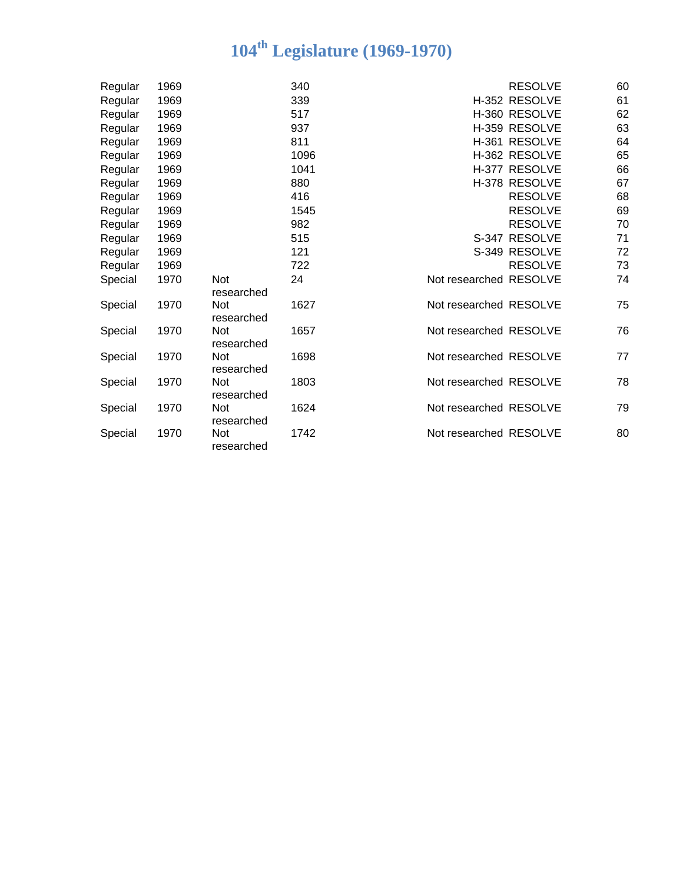# 104th Legislature (1969-1970)

| | | | | | | |
|---|---|---|---|---|---|---|
| Regular | 1969 | | 340 | | RESOLVE | 60 |
| Regular | 1969 | | 339 | H-352 | RESOLVE | 61 |
| Regular | 1969 | | 517 | H-360 | RESOLVE | 62 |
| Regular | 1969 | | 937 | H-359 | RESOLVE | 63 |
| Regular | 1969 | | 811 | H-361 | RESOLVE | 64 |
| Regular | 1969 | | 1096 | H-362 | RESOLVE | 65 |
| Regular | 1969 | | 1041 | H-377 | RESOLVE | 66 |
| Regular | 1969 | | 880 | H-378 | RESOLVE | 67 |
| Regular | 1969 | | 416 | | RESOLVE | 68 |
| Regular | 1969 | | 1545 | | RESOLVE | 69 |
| Regular | 1969 | | 982 | | RESOLVE | 70 |
| Regular | 1969 | | 515 | S-347 | RESOLVE | 71 |
| Regular | 1969 | | 121 | S-349 | RESOLVE | 72 |
| Regular | 1969 | | 722 | | RESOLVE | 73 |
| Special | 1970 | Not researched | 24 | Not researched | RESOLVE | 74 |
| Special | 1970 | Not researched | 1627 | Not researched | RESOLVE | 75 |
| Special | 1970 | Not researched | 1657 | Not researched | RESOLVE | 76 |
| Special | 1970 | Not researched | 1698 | Not researched | RESOLVE | 77 |
| Special | 1970 | Not researched | 1803 | Not researched | RESOLVE | 78 |
| Special | 1970 | Not researched | 1624 | Not researched | RESOLVE | 79 |
| Special | 1970 | Not researched | 1742 | Not researched | RESOLVE | 80 |